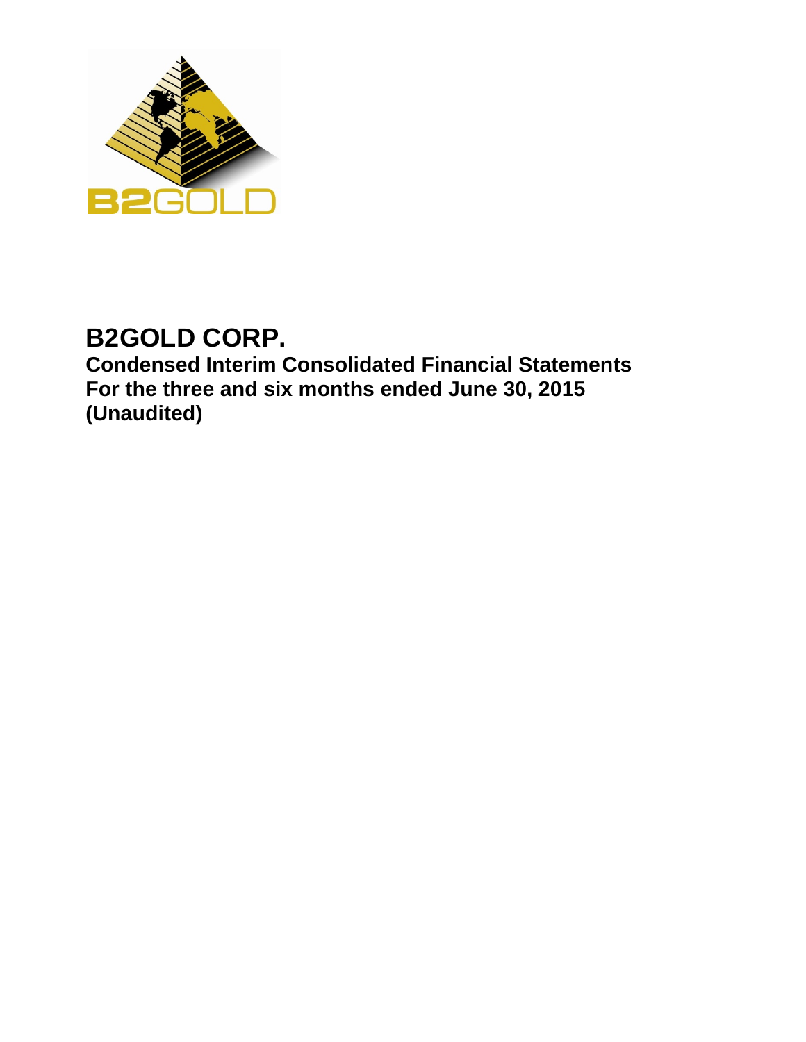# B2GOLD CORP.

## Condensed Interim Consolidated Financial Statements
## For the three and six months ended June 30, 2015
## (Unaudited)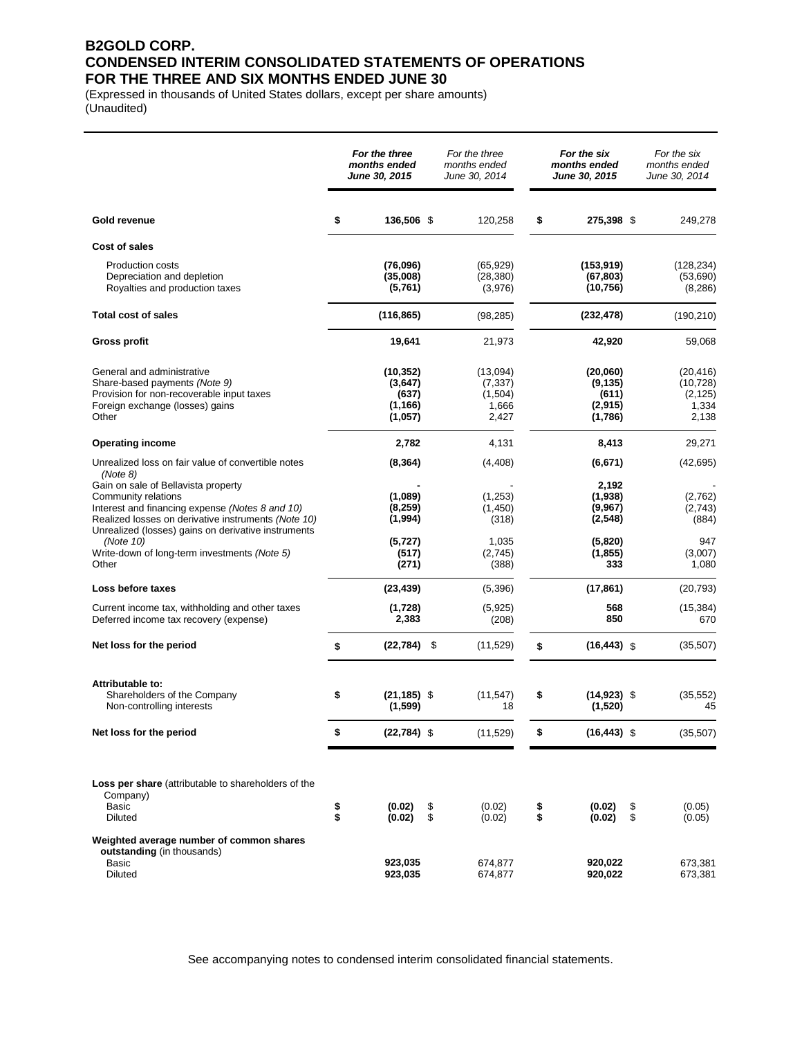# B2GOLD CORP.
# CONDENSED INTERIM CONSOLIDATED STATEMENTS OF OPERATIONS
# FOR THE THREE AND SIX MONTHS ENDED JUNE 30

(Expressed in thousands of United States dollars, except per share amounts)
(Unaudited)

| | ***For the three months ended June 30, 2015*** | *For the three months ended June 30, 2014* | ***For the six months ended June 30, 2015*** | *For the six months ended June 30, 2014* |
|---|---|---|---|---|
| **Gold revenue** | **$ 136,506** | $ 120,258 | **$ 275,398** | $ 249,278 |
| **Cost of sales** | | | | |
| Production costs | **(76,096)** | (65,929) | **(153,919)** | (128,234) |
| Depreciation and depletion | **(35,008)** | (28,380) | **(67,803)** | (53,690) |
| Royalties and production taxes | **(5,761)** | (3,976) | **(10,756)** | (8,286) |
| **Total cost of sales** | **(116,865)** | (98,285) | **(232,478)** | (190,210) |
| **Gross profit** | **19,641** | 21,973 | **42,920** | 59,068 |
| General and administrative | **(10,352)** | (13,094) | **(20,060)** | (20,416) |
| Share-based payments *(Note 9)* | **(3,647)** | (7,337) | **(9,135)** | (10,728) |
| Provision for non-recoverable input taxes | **(637)** | (1,504) | **(611)** | (2,125) |
| Foreign exchange (losses) gains | **(1,166)** | 1,666 | **(2,915)** | 1,334 |
| Other | **(1,057)** | 2,427 | **(1,786)** | 2,138 |
| **Operating income** | **2,782** | 4,131 | **8,413** | 29,271 |
| Unrealized loss on fair value of convertible notes *(Note 8)* | **(8,364)** | (4,408) | **(6,671)** | (42,695) |
| Gain on sale of Bellavista property | **-** | - | **2,192** | - |
| Community relations | **(1,089)** | (1,253) | **(1,938)** | (2,762) |
| Interest and financing expense *(Notes 8 and 10)* | **(8,259)** | (1,450) | **(9,967)** | (2,743) |
| Realized losses on derivative instruments *(Note 10)* | **(1,994)** | (318) | **(2,548)** | (884) |
| Unrealized (losses) gains on derivative instruments *(Note 10)* | **(5,727)** | 1,035 | **(5,820)** | 947 |
| Write-down of long-term investments *(Note 5)* | **(517)** | (2,745) | **(1,855)** | (3,007) |
| Other | **(271)** | (388) | **333** | 1,080 |
| **Loss before taxes** | **(23,439)** | (5,396) | **(17,861)** | (20,793) |
| Current income tax, withholding and other taxes | **(1,728)** | (5,925) | **568** | (15,384) |
| Deferred income tax recovery (expense) | **2,383** | (208) | **850** | 670 |
| **Net loss for the period** | **$ (22,784)** | $ (11,529) | **$ (16,443)** | $ (35,507) |
| **Attributable to:** | | | | |
| Shareholders of the Company | **$ (21,185)** | $ (11,547) | **$ (14,923)** | $ (35,552) |
| Non-controlling interests | **(1,599)** | 18 | **(1,520)** | 45 |
| **Net loss for the period** | **$ (22,784)** | $ (11,529) | **$ (16,443)** | $ (35,507) |
| **Loss per share** (attributable to shareholders of the Company) | | | | |
| Basic | **$ (0.02)** | $ (0.02) | **$ (0.02)** | $ (0.05) |
| Diluted | **$ (0.02)** | $ (0.02) | **$ (0.02)** | $ (0.05) |
| **Weighted average number of common shares outstanding** (in thousands) | | | | |
| Basic | **923,035** | 674,877 | **920,022** | 673,381 |
| Diluted | **923,035** | 674,877 | **920,022** | 673,381 |

See accompanying notes to condensed interim consolidated financial statements.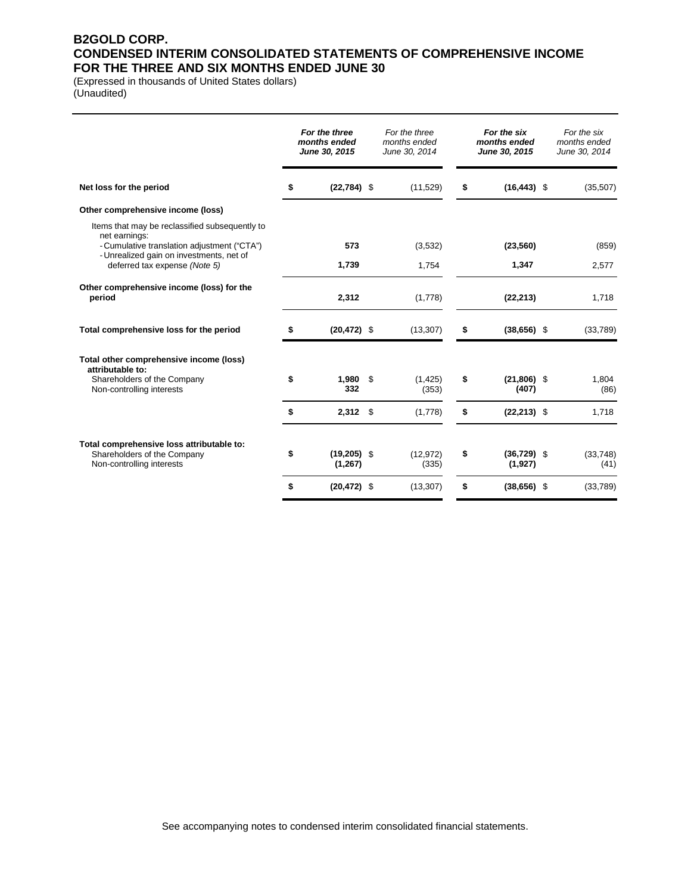# B2GOLD CORP.
## CONDENSED INTERIM CONSOLIDATED STATEMENTS OF COMPREHENSIVE INCOME
## FOR THE THREE AND SIX MONTHS ENDED JUNE 30

(Expressed in thousands of United States dollars)
(Unaudited)

| | ***For the three months ended June 30, 2015*** | *For the three months ended June 30, 2014* | ***For the six months ended June 30, 2015*** | *For the six months ended June 30, 2014* |
|---|---|---|---|---|
| **Net loss for the period** | **$ (22,784)** | $ (11,529) | **$ (16,443)** | $ (35,507) |
| **Other comprehensive income (loss)** | | | | |
| Items that may be reclassified subsequently to net earnings: | | | | |
| - Cumulative translation adjustment ("CTA") | **573** | (3,532) | **(23,560)** | (859) |
| - Unrealized gain on investments, net of deferred tax expense *(Note 5)* | **1,739** | 1,754 | **1,347** | 2,577 |
| **Other comprehensive income (loss) for the period** | **2,312** | (1,778) | **(22,213)** | 1,718 |
| **Total comprehensive loss for the period** | **$ (20,472)** | $ (13,307) | **$ (38,656)** | $ (33,789) |
| **Total other comprehensive income (loss) attributable to:** | | | | |
| Shareholders of the Company | **$ 1,980** | $ (1,425) | **$ (21,806)** | $ 1,804 |
| Non-controlling interests | **332** | (353) | **(407)** | (86) |
| | **$ 2,312** | $ (1,778) | **$ (22,213)** | $ 1,718 |
| **Total comprehensive loss attributable to:** | | | | |
| Shareholders of the Company | **$ (19,205)** | $ (12,972) | **$ (36,729)** | $ (33,748) |
| Non-controlling interests | **(1,267)** | (335) | **(1,927)** | (41) |
| | **$ (20,472)** | $ (13,307) | **$ (38,656)** | $ (33,789) |

See accompanying notes to condensed interim consolidated financial statements.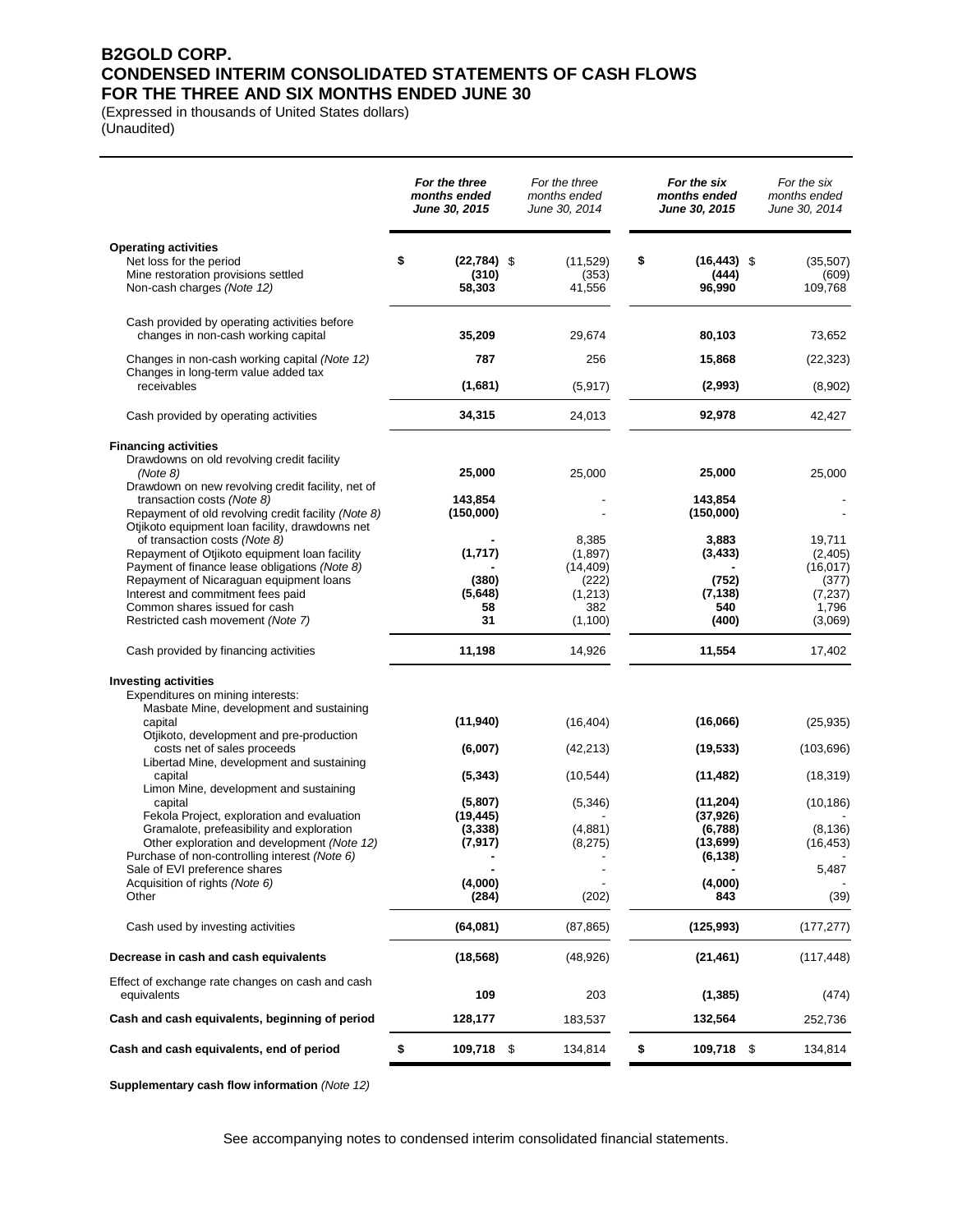# B2GOLD CORP.
# CONDENSED INTERIM CONSOLIDATED STATEMENTS OF CASH FLOWS
# FOR THE THREE AND SIX MONTHS ENDED JUNE 30

(Expressed in thousands of United States dollars)
(Unaudited)

| | ***For the three months ended June 30, 2015*** | *For the three months ended June 30, 2014* | ***For the six months ended June 30, 2015*** | *For the six months ended June 30, 2014* |
|---|---|---|---|---|
| **Operating activities** | | | | |
| Net loss for the period | **$ (22,784)** | $ (11,529) | **$ (16,443)** | $ (35,507) |
| Mine restoration provisions settled | **(310)** | (353) | **(444)** | (609) |
| Non-cash charges *(Note 12)* | **58,303** | 41,556 | **96,990** | 109,768 |
| Cash provided by operating activities before changes in non-cash working capital | **35,209** | 29,674 | **80,103** | 73,652 |
| Changes in non-cash working capital *(Note 12)* | **787** | 256 | **15,868** | (22,323) |
| Changes in long-term value added tax receivables | **(1,681)** | (5,917) | **(2,993)** | (8,902) |
| Cash provided by operating activities | **34,315** | 24,013 | **92,978** | 42,427 |
| **Financing activities** | | | | |
| Drawdowns on old revolving credit facility *(Note 8)* | **25,000** | 25,000 | **25,000** | 25,000 |
| Drawdown on new revolving credit facility, net of transaction costs *(Note 8)* | **143,854** | - | **143,854** | - |
| Repayment of old revolving credit facility *(Note 8)* | **(150,000)** | - | **(150,000)** | - |
| Otjikoto equipment loan facility, drawdowns net of transaction costs *(Note 8)* | **-** | 8,385 | **3,883** | 19,711 |
| Repayment of Otjikoto equipment loan facility | **(1,717)** | (1,897) | **(3,433)** | (2,405) |
| Payment of finance lease obligations *(Note 8)* | **-** | (14,409) | **-** | (16,017) |
| Repayment of Nicaraguan equipment loans | **(380)** | (222) | **(752)** | (377) |
| Interest and commitment fees paid | **(5,648)** | (1,213) | **(7,138)** | (7,237) |
| Common shares issued for cash | **58** | 382 | **540** | 1,796 |
| Restricted cash movement *(Note 7)* | **31** | (1,100) | **(400)** | (3,069) |
| Cash provided by financing activities | **11,198** | 14,926 | **11,554** | 17,402 |
| **Investing activities** | | | | |
| Expenditures on mining interests: | | | | |
| Masbate Mine, development and sustaining capital | **(11,940)** | (16,404) | **(16,066)** | (25,935) |
| Otjikoto, development and pre-production costs net of sales proceeds | **(6,007)** | (42,213) | **(19,533)** | (103,696) |
| Libertad Mine, development and sustaining capital | **(5,343)** | (10,544) | **(11,482)** | (18,319) |
| Limon Mine, development and sustaining capital | **(5,807)** | (5,346) | **(11,204)** | (10,186) |
| Fekola Project, exploration and evaluation | **(19,445)** | - | **(37,926)** | - |
| Gramalote, prefeasibility and exploration | **(3,338)** | (4,881) | **(6,788)** | (8,136) |
| Other exploration and development *(Note 12)* | **(7,917)** | (8,275) | **(13,699)** | (16,453) |
| Purchase of non-controlling interest *(Note 6)* | **-** | - | **(6,138)** | - |
| Sale of EVI preference shares | **-** | - | **-** | 5,487 |
| Acquisition of rights *(Note 6)* | **(4,000)** | - | **(4,000)** | - |
| Other | **(284)** | (202) | **843** | (39) |
| Cash used by investing activities | **(64,081)** | (87,865) | **(125,993)** | (177,277) |
| **Decrease in cash and cash equivalents** | **(18,568)** | (48,926) | **(21,461)** | (117,448) |
| Effect of exchange rate changes on cash and cash equivalents | **109** | 203 | **(1,385)** | (474) |
| **Cash and cash equivalents, beginning of period** | **128,177** | 183,537 | **132,564** | 252,736 |
| **Cash and cash equivalents, end of period** | **$ 109,718** | $ 134,814 | **$ 109,718** | $ 134,814 |

**Supplementary cash flow information** *(Note 12)*

See accompanying notes to condensed interim consolidated financial statements.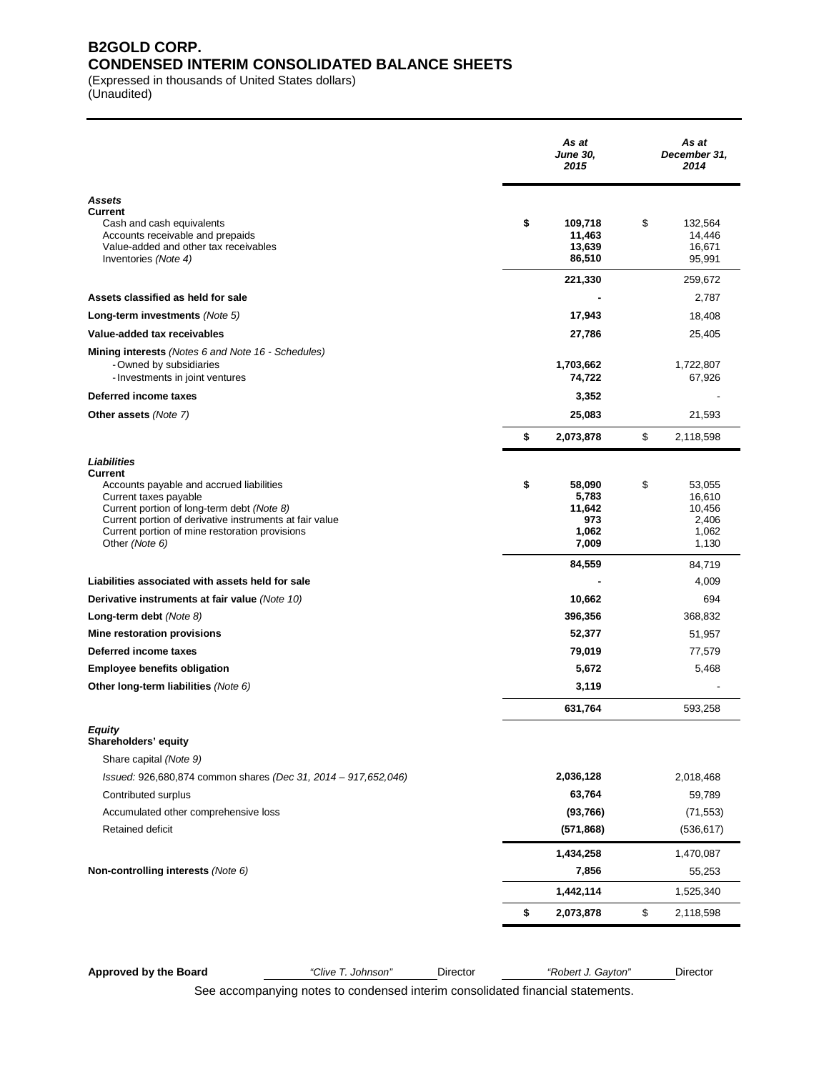# B2GOLD CORP.
## CONDENSED INTERIM CONSOLIDATED BALANCE SHEETS

(Expressed in thousands of United States dollars)
(Unaudited)

| | | *As at June 30, 2015* | | *As at December 31, 2014* |
|---|---|---|---|---|
| ***Assets*** | | | | |
| **Current** | | | | |
| Cash and cash equivalents | **$** | **109,718** | $ | 132,564 |
| Accounts receivable and prepaids | | **11,463** | | 14,446 |
| Value-added and other tax receivables | | **13,639** | | 16,671 |
| Inventories *(Note 4)* | | **86,510** | | 95,991 |
| | | **221,330** | | 259,672 |
| **Assets classified as held for sale** | | **-** | | 2,787 |
| **Long-term investments** *(Note 5)* | | **17,943** | | 18,408 |
| **Value-added tax receivables** | | **27,786** | | 25,405 |
| **Mining interests** *(Notes 6 and Note 16 - Schedules)* | | | | |
| - Owned by subsidiaries | | **1,703,662** | | 1,722,807 |
| - Investments in joint ventures | | **74,722** | | 67,926 |
| **Deferred income taxes** | | **3,352** | | - |
| **Other assets** *(Note 7)* | | **25,083** | | 21,593 |
| | **$** | **2,073,878** | $ | 2,118,598 |
| ***Liabilities*** | | | | |
| **Current** | | | | |
| Accounts payable and accrued liabilities | **$** | **58,090** | $ | 53,055 |
| Current taxes payable | | **5,783** | | 16,610 |
| Current portion of long-term debt *(Note 8)* | | **11,642** | | 10,456 |
| Current portion of derivative instruments at fair value | | **973** | | 2,406 |
| Current portion of mine restoration provisions | | **1,062** | | 1,062 |
| Other *(Note 6)* | | **7,009** | | 1,130 |
| | | **84,559** | | 84,719 |
| **Liabilities associated with assets held for sale** | | **-** | | 4,009 |
| **Derivative instruments at fair value** *(Note 10)* | | **10,662** | | 694 |
| **Long-term debt** *(Note 8)* | | **396,356** | | 368,832 |
| **Mine restoration provisions** | | **52,377** | | 51,957 |
| **Deferred income taxes** | | **79,019** | | 77,579 |
| **Employee benefits obligation** | | **5,672** | | 5,468 |
| **Other long-term liabilities** *(Note 6)* | | **3,119** | | - |
| | | **631,764** | | 593,258 |
| ***Equity*** | | | | |
| **Shareholders' equity** | | | | |
| Share capital *(Note 9)* | | | | |
| *Issued:* 926,680,874 common shares *(Dec 31, 2014 – 917,652,046)* | | **2,036,128** | | 2,018,468 |
| Contributed surplus | | **63,764** | | 59,789 |
| Accumulated other comprehensive loss | | **(93,766)** | | (71,553) |
| Retained deficit | | **(571,868)** | | (536,617) |
| | | **1,434,258** | | 1,470,087 |
| **Non-controlling interests** *(Note 6)* | | **7,856** | | 55,253 |
| | | **1,442,114** | | 1,525,340 |
| | **$** | **2,073,878** | $ | 2,118,598 |

**Approved by the Board** *"Clive T. Johnson"* Director *"Robert J. Gayton"* Director

See accompanying notes to condensed interim consolidated financial statements.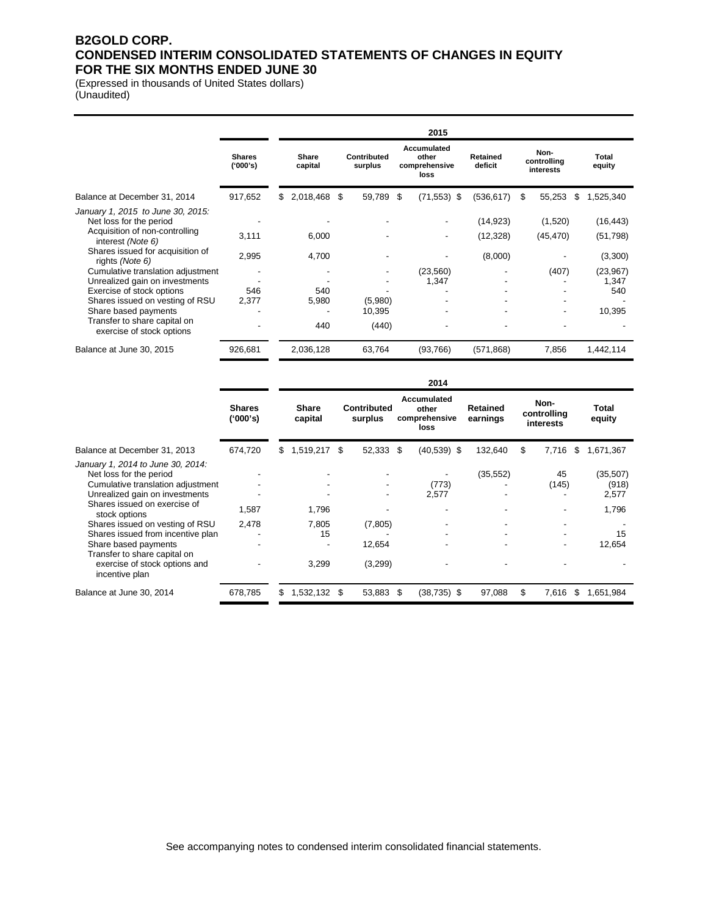# B2GOLD CORP.
# CONDENSED INTERIM CONSOLIDATED STATEMENTS OF CHANGES IN EQUITY
# FOR THE SIX MONTHS ENDED JUNE 30

(Expressed in thousands of United States dollars)
(Unaudited)

| | 2015 | | | | | | |
|---|---|---|---|---|---|---|---|
| | Shares ('000's) | Share capital | Contributed surplus | Accumulated other comprehensive loss | Retained deficit | Non-controlling interests | Total equity |
| Balance at December 31, 2014 | 917,652 | $ 2,018,468 | $ 59,789 | $ (71,553) | $ (536,617) | $ 55,253 | $ 1,525,340 |
| *January 1, 2015 to June 30, 2015:* | | | | | | | |
| Net loss for the period | - | - | - | - | (14,923) | (1,520) | (16,443) |
| Acquisition of non-controlling interest *(Note 6)* | 3,111 | 6,000 | - | - | (12,328) | (45,470) | (51,798) |
| Shares issued for acquisition of rights *(Note 6)* | 2,995 | 4,700 | - | - | (8,000) | - | (3,300) |
| Cumulative translation adjustment | - | - | - | (23,560) | - | (407) | (23,967) |
| Unrealized gain on investments | - | - | - | 1,347 | - | - | 1,347 |
| Exercise of stock options | 546 | 540 | - | - | - | - | 540 |
| Shares issued on vesting of RSU | 2,377 | 5,980 | (5,980) | - | - | - | - |
| Share based payments | - | - | 10,395 | - | - | - | 10,395 |
| Transfer to share capital on exercise of stock options | - | 440 | (440) | - | - | - | - |
| Balance at June 30, 2015 | 926,681 | 2,036,128 | 63,764 | (93,766) | (571,868) | 7,856 | 1,442,114 |

| | 2014 | | | | | | |
|---|---|---|---|---|---|---|---|
| | Shares ('000's) | Share capital | Contributed surplus | Accumulated other comprehensive loss | Retained earnings | Non-controlling interests | Total equity |
| Balance at December 31, 2013 | 674,720 | $ 1,519,217 | $ 52,333 | $ (40,539) | $ 132,640 | $ 7,716 | $ 1,671,367 |
| *January 1, 2014 to June 30, 2014:* | | | | | | | |
| Net loss for the period | - | - | - | - | (35,552) | 45 | (35,507) |
| Cumulative translation adjustment | - | - | - | (773) | - | (145) | (918) |
| Unrealized gain on investments | - | - | - | 2,577 | - | - | 2,577 |
| Shares issued on exercise of stock options | 1,587 | 1,796 | - | - | - | - | 1,796 |
| Shares issued on vesting of RSU | 2,478 | 7,805 | (7,805) | - | - | - | - |
| Shares issued from incentive plan | - | 15 | - | - | - | - | 15 |
| Share based payments | - | - | 12,654 | - | - | - | 12,654 |
| Transfer to share capital on exercise of stock options and incentive plan | - | 3,299 | (3,299) | - | - | - | - |
| Balance at June 30, 2014 | 678,785 | $ 1,532,132 | $ 53,883 | $ (38,735) | $ 97,088 | $ 7,616 | $ 1,651,984 |

See accompanying notes to condensed interim consolidated financial statements.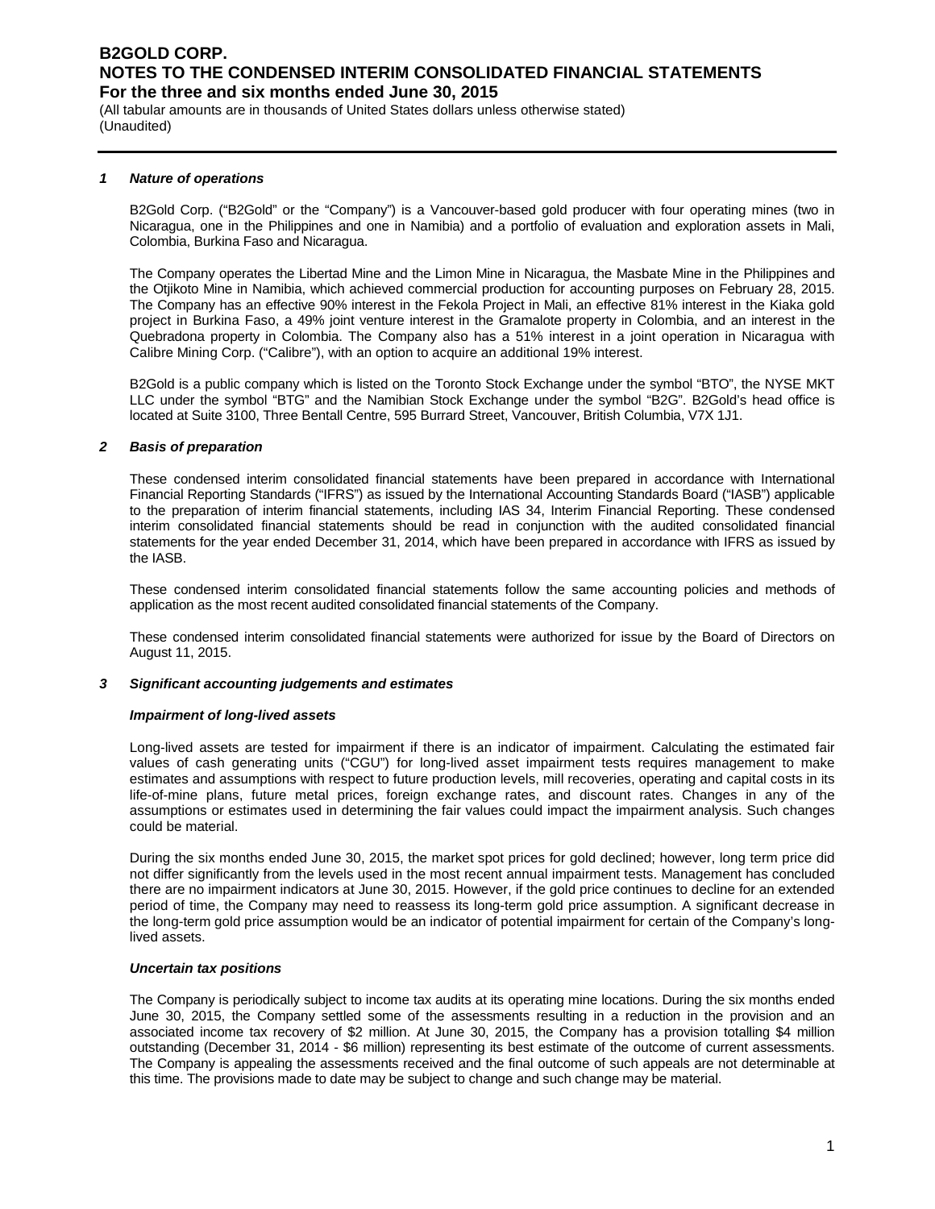### 1 Nature of operations

B2Gold Corp. ("B2Gold" or the "Company") is a Vancouver-based gold producer with four operating mines (two in Nicaragua, one in the Philippines and one in Namibia) and a portfolio of evaluation and exploration assets in Mali, Colombia, Burkina Faso and Nicaragua.

The Company operates the Libertad Mine and the Limon Mine in Nicaragua, the Masbate Mine in the Philippines and the Otjikoto Mine in Namibia, which achieved commercial production for accounting purposes on February 28, 2015. The Company has an effective 90% interest in the Fekola Project in Mali, an effective 81% interest in the Kiaka gold project in Burkina Faso, a 49% joint venture interest in the Gramalote property in Colombia, and an interest in the Quebradona property in Colombia. The Company also has a 51% interest in a joint operation in Nicaragua with Calibre Mining Corp. ("Calibre"), with an option to acquire an additional 19% interest.

B2Gold is a public company which is listed on the Toronto Stock Exchange under the symbol "BTO", the NYSE MKT LLC under the symbol "BTG" and the Namibian Stock Exchange under the symbol "B2G". B2Gold's head office is located at Suite 3100, Three Bentall Centre, 595 Burrard Street, Vancouver, British Columbia, V7X 1J1.

### 2 Basis of preparation

These condensed interim consolidated financial statements have been prepared in accordance with International Financial Reporting Standards ("IFRS") as issued by the International Accounting Standards Board ("IASB") applicable to the preparation of interim financial statements, including IAS 34, Interim Financial Reporting. These condensed interim consolidated financial statements should be read in conjunction with the audited consolidated financial statements for the year ended December 31, 2014, which have been prepared in accordance with IFRS as issued by the IASB.

These condensed interim consolidated financial statements follow the same accounting policies and methods of application as the most recent audited consolidated financial statements of the Company.

These condensed interim consolidated financial statements were authorized for issue by the Board of Directors on August 11, 2015.

### 3 Significant accounting judgements and estimates

#### Impairment of long-lived assets

Long-lived assets are tested for impairment if there is an indicator of impairment. Calculating the estimated fair values of cash generating units ("CGU") for long-lived asset impairment tests requires management to make estimates and assumptions with respect to future production levels, mill recoveries, operating and capital costs in its life-of-mine plans, future metal prices, foreign exchange rates, and discount rates. Changes in any of the assumptions or estimates used in determining the fair values could impact the impairment analysis. Such changes could be material.

During the six months ended June 30, 2015, the market spot prices for gold declined; however, long term price did not differ significantly from the levels used in the most recent annual impairment tests. Management has concluded there are no impairment indicators at June 30, 2015. However, if the gold price continues to decline for an extended period of time, the Company may need to reassess its long-term gold price assumption. A significant decrease in the long-term gold price assumption would be an indicator of potential impairment for certain of the Company's long-lived assets.

#### Uncertain tax positions

The Company is periodically subject to income tax audits at its operating mine locations. During the six months ended June 30, 2015, the Company settled some of the assessments resulting in a reduction in the provision and an associated income tax recovery of $2 million. At June 30, 2015, the Company has a provision totalling $4 million outstanding (December 31, 2014 - $6 million) representing its best estimate of the outcome of current assessments. The Company is appealing the assessments received and the final outcome of such appeals are not determinable at this time. The provisions made to date may be subject to change and such change may be material.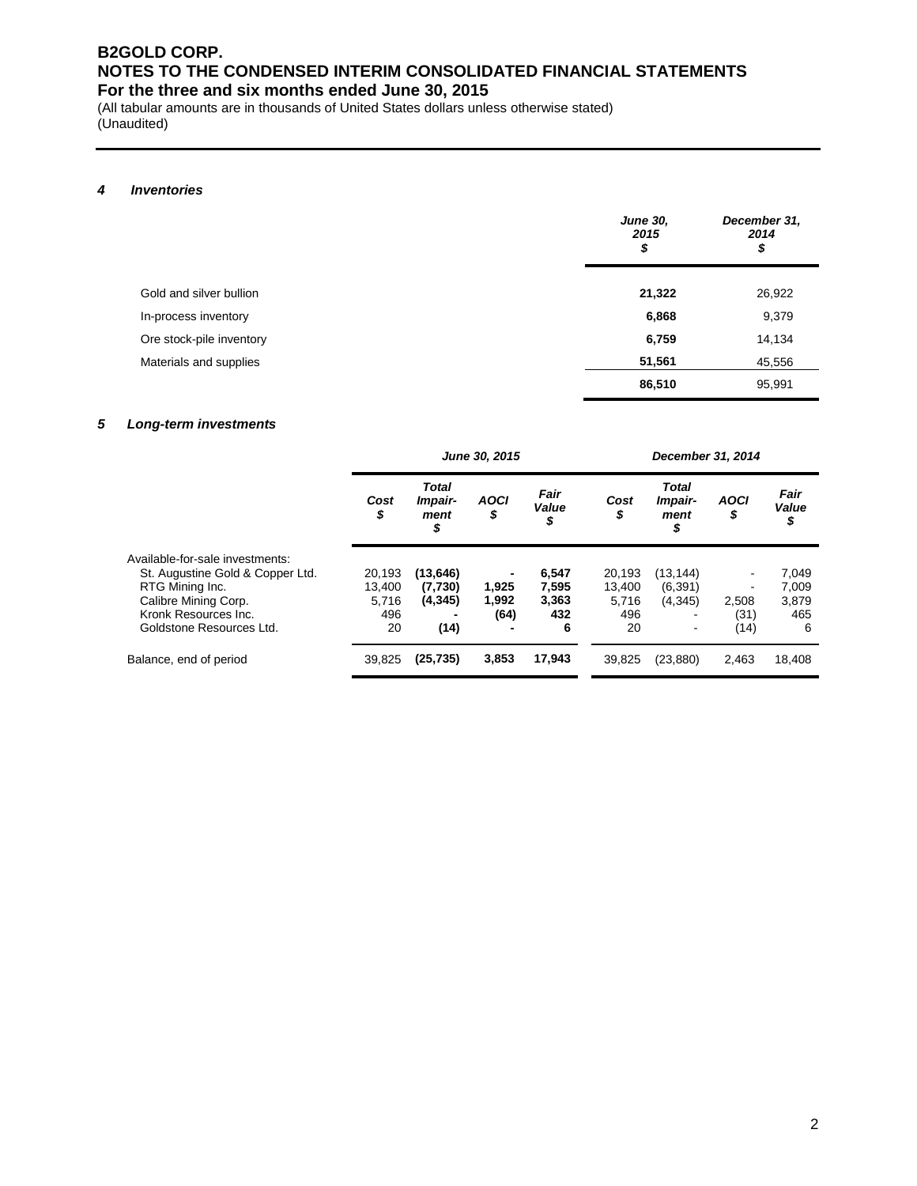# B2GOLD CORP.
# NOTES TO THE CONDENSED INTERIM CONSOLIDATED FINANCIAL STATEMENTS
## For the three and six months ended June 30, 2015

(All tabular amounts are in thousands of United States dollars unless otherwise stated)
(Unaudited)

### *4 Inventories*

| | *June 30, 2015 $* | *December 31, 2014 $* |
|---|---|---|
| Gold and silver bullion | **21,322** | 26,922 |
| In-process inventory | **6,868** | 9,379 |
| Ore stock-pile inventory | **6,759** | 14,134 |
| Materials and supplies | **51,561** | 45,556 |
| | **86,510** | 95,991 |

### *5 Long-term investments*

| | *June 30, 2015* | | | | *December 31, 2014* | | | |
|---|---|---|---|---|---|---|---|---|
| | *Cost $* | *Total Impair-ment $* | *AOCI $* | *Fair Value $* | *Cost $* | *Total Impair-ment $* | *AOCI $* | *Fair Value $* |
| Available-for-sale investments: | | | | | | | | |
| St. Augustine Gold & Copper Ltd. | 20,193 | **(13,646)** | **-** | **6,547** | 20,193 | (13,144) | - | 7,049 |
| RTG Mining Inc. | 13,400 | **(7,730)** | **1,925** | **7,595** | 13,400 | (6,391) | - | 7,009 |
| Calibre Mining Corp. | 5,716 | **(4,345)** | **1,992** | **3,363** | 5,716 | (4,345) | 2,508 | 3,879 |
| Kronk Resources Inc. | 496 | **-** | **(64)** | **432** | 496 | - | (31) | 465 |
| Goldstone Resources Ltd. | 20 | **(14)** | **-** | **6** | 20 | - | (14) | 6 |
| Balance, end of period | 39,825 | **(25,735)** | **3,853** | **17,943** | 39,825 | (23,880) | 2,463 | 18,408 |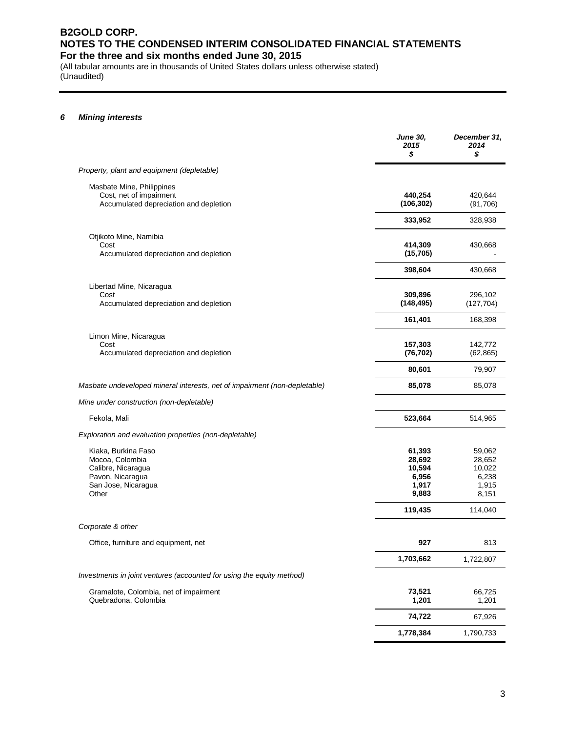### 6 Mining interests

| | June 30, 2015 $ | December 31, 2014 $ |
|---|---|---|
| *Property, plant and equipment (depletable)* | | |
| Masbate Mine, Philippines | | |
| Cost, net of impairment | **440,254** | 420,644 |
| Accumulated depreciation and depletion | **(106,302)** | (91,706) |
| | **333,952** | 328,938 |
| Otjikoto Mine, Namibia | | |
| Cost | **414,309** | 430,668 |
| Accumulated depreciation and depletion | **(15,705)** | - |
| | **398,604** | 430,668 |
| Libertad Mine, Nicaragua | | |
| Cost | **309,896** | 296,102 |
| Accumulated depreciation and depletion | **(148,495)** | (127,704) |
| | **161,401** | 168,398 |
| Limon Mine, Nicaragua | | |
| Cost | **157,303** | 142,772 |
| Accumulated depreciation and depletion | **(76,702)** | (62,865) |
| | **80,601** | 79,907 |
| *Masbate undeveloped mineral interests, net of impairment (non-depletable)* | **85,078** | 85,078 |
| *Mine under construction (non-depletable)* | | |
| Fekola, Mali | **523,664** | 514,965 |
| *Exploration and evaluation properties (non-depletable)* | | |
| Kiaka, Burkina Faso | **61,393** | 59,062 |
| Mocoa, Colombia | **28,692** | 28,652 |
| Calibre, Nicaragua | **10,594** | 10,022 |
| Pavon, Nicaragua | **6,956** | 6,238 |
| San Jose, Nicaragua | **1,917** | 1,915 |
| Other | **9,883** | 8,151 |
| | **119,435** | 114,040 |
| *Corporate & other* | | |
| Office, furniture and equipment, net | **927** | 813 |
| | **1,703,662** | 1,722,807 |
| *Investments in joint ventures (accounted for using the equity method)* | | |
| Gramalote, Colombia, net of impairment | **73,521** | 66,725 |
| Quebradona, Colombia | **1,201** | 1,201 |
| | **74,722** | 67,926 |
| | **1,778,384** | 1,790,733 |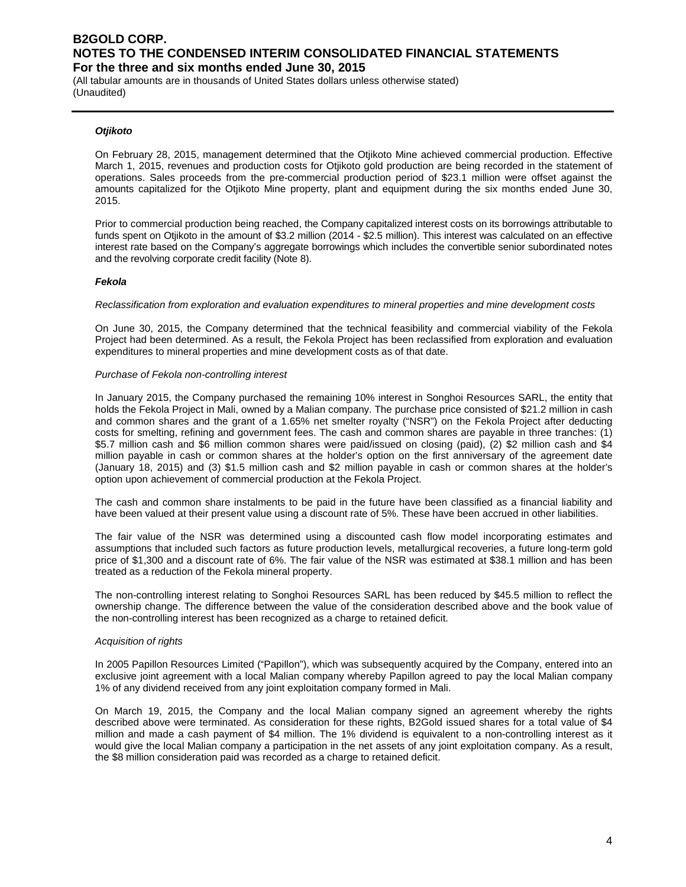#### *Otjikoto*

On February 28, 2015, management determined that the Otjikoto Mine achieved commercial production. Effective March 1, 2015, revenues and production costs for Otjikoto gold production are being recorded in the statement of operations. Sales proceeds from the pre-commercial production period of $23.1 million were offset against the amounts capitalized for the Otjikoto Mine property, plant and equipment during the six months ended June 30, 2015.

Prior to commercial production being reached, the Company capitalized interest costs on its borrowings attributable to funds spent on Otjikoto in the amount of $3.2 million (2014 - $2.5 million). This interest was calculated on an effective interest rate based on the Company's aggregate borrowings which includes the convertible senior subordinated notes and the revolving corporate credit facility (Note 8).

#### *Fekola*

*Reclassification from exploration and evaluation expenditures to mineral properties and mine development costs*

On June 30, 2015, the Company determined that the technical feasibility and commercial viability of the Fekola Project had been determined. As a result, the Fekola Project has been reclassified from exploration and evaluation expenditures to mineral properties and mine development costs as of that date.

*Purchase of Fekola non-controlling interest*

In January 2015, the Company purchased the remaining 10% interest in Songhoi Resources SARL, the entity that holds the Fekola Project in Mali, owned by a Malian company. The purchase price consisted of $21.2 million in cash and common shares and the grant of a 1.65% net smelter royalty ("NSR") on the Fekola Project after deducting costs for smelting, refining and government fees. The cash and common shares are payable in three tranches: (1) $5.7 million cash and $6 million common shares were paid/issued on closing (paid), (2) $2 million cash and $4 million payable in cash or common shares at the holder's option on the first anniversary of the agreement date (January 18, 2015) and (3) $1.5 million cash and $2 million payable in cash or common shares at the holder's option upon achievement of commercial production at the Fekola Project.

The cash and common share instalments to be paid in the future have been classified as a financial liability and have been valued at their present value using a discount rate of 5%. These have been accrued in other liabilities.

The fair value of the NSR was determined using a discounted cash flow model incorporating estimates and assumptions that included such factors as future production levels, metallurgical recoveries, a future long-term gold price of $1,300 and a discount rate of 6%. The fair value of the NSR was estimated at $38.1 million and has been treated as a reduction of the Fekola mineral property.

The non-controlling interest relating to Songhoi Resources SARL has been reduced by $45.5 million to reflect the ownership change. The difference between the value of the consideration described above and the book value of the non-controlling interest has been recognized as a charge to retained deficit.

*Acquisition of rights*

In 2005 Papillon Resources Limited ("Papillon"), which was subsequently acquired by the Company, entered into an exclusive joint agreement with a local Malian company whereby Papillon agreed to pay the local Malian company 1% of any dividend received from any joint exploitation company formed in Mali.

On March 19, 2015, the Company and the local Malian company signed an agreement whereby the rights described above were terminated. As consideration for these rights, B2Gold issued shares for a total value of $4 million and made a cash payment of $4 million. The 1% dividend is equivalent to a non-controlling interest as it would give the local Malian company a participation in the net assets of any joint exploitation company. As a result, the $8 million consideration paid was recorded as a charge to retained deficit.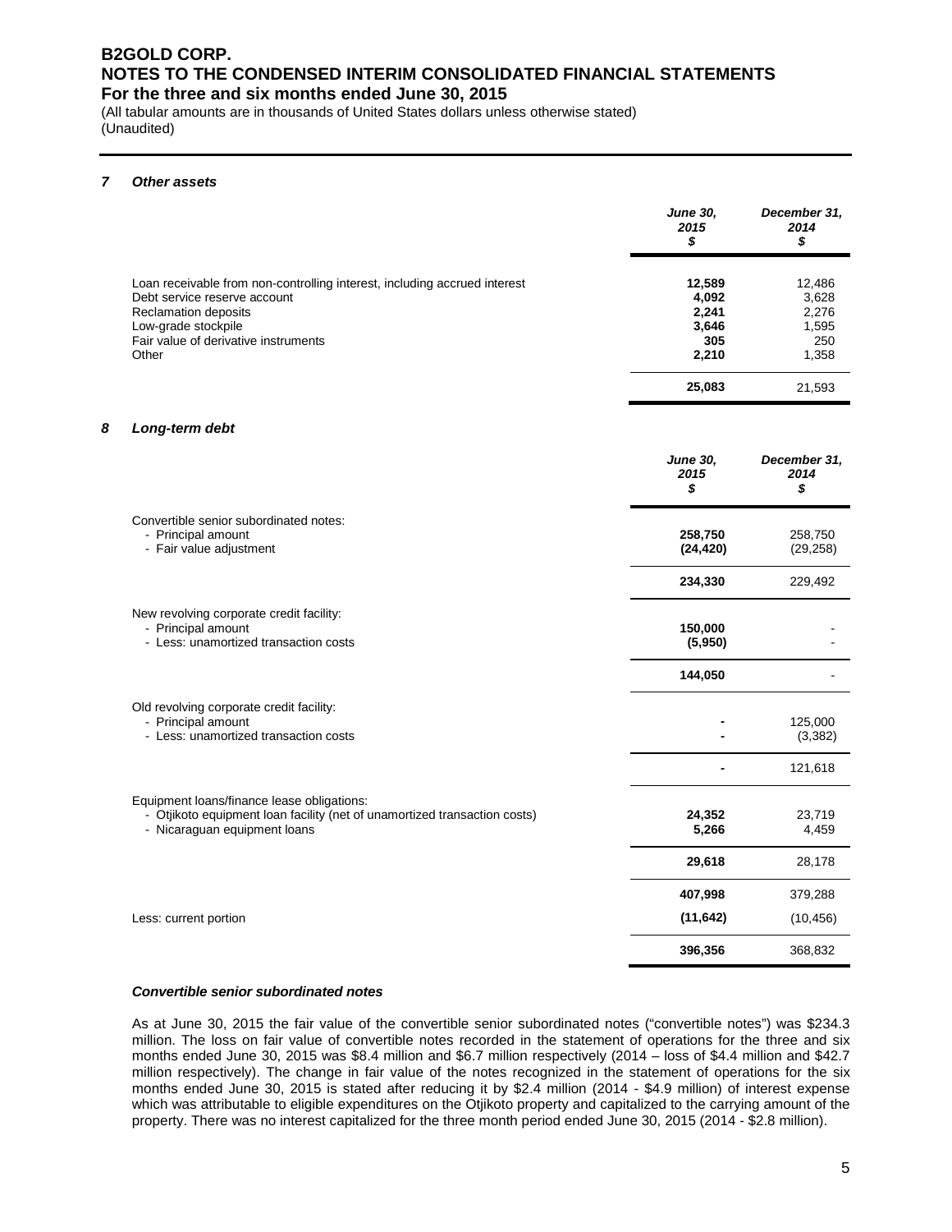# B2GOLD CORP.
# NOTES TO THE CONDENSED INTERIM CONSOLIDATED FINANCIAL STATEMENTS
## For the three and six months ended June 30, 2015

(All tabular amounts are in thousands of United States dollars unless otherwise stated)
(Unaudited)

### 7 *Other assets*

| | *June 30, 2015 $* | *December 31, 2014 $* |
|---|---|---|
| Loan receivable from non-controlling interest, including accrued interest | **12,589** | 12,486 |
| Debt service reserve account | **4,092** | 3,628 |
| Reclamation deposits | **2,241** | 2,276 |
| Low-grade stockpile | **3,646** | 1,595 |
| Fair value of derivative instruments | **305** | 250 |
| Other | **2,210** | 1,358 |
| | **25,083** | 21,593 |

### 8 *Long-term debt*

| | *June 30, 2015 $* | *December 31, 2014 $* |
|---|---|---|
| Convertible senior subordinated notes: | | |
| - Principal amount | **258,750** | 258,750 |
| - Fair value adjustment | **(24,420)** | (29,258) |
| | **234,330** | 229,492 |
| New revolving corporate credit facility: | | |
| - Principal amount | **150,000** | - |
| - Less: unamortized transaction costs | **(5,950)** | - |
| | **144,050** | - |
| Old revolving corporate credit facility: | | |
| - Principal amount | **-** | 125,000 |
| - Less: unamortized transaction costs | **-** | (3,382) |
| | **-** | 121,618 |
| Equipment loans/finance lease obligations: | | |
| - Otjikoto equipment loan facility (net of unamortized transaction costs) | **24,352** | 23,719 |
| - Nicaraguan equipment loans | **5,266** | 4,459 |
| | **29,618** | 28,178 |
| | **407,998** | 379,288 |
| Less: current portion | **(11,642)** | (10,456) |
| | **396,356** | 368,832 |

#### *Convertible senior subordinated notes*

As at June 30, 2015 the fair value of the convertible senior subordinated notes ("convertible notes") was $234.3 million. The loss on fair value of convertible notes recorded in the statement of operations for the three and six months ended June 30, 2015 was $8.4 million and $6.7 million respectively (2014 – loss of $4.4 million and $42.7 million respectively). The change in fair value of the notes recognized in the statement of operations for the six months ended June 30, 2015 is stated after reducing it by $2.4 million (2014 - $4.9 million) of interest expense which was attributable to eligible expenditures on the Otjikoto property and capitalized to the carrying amount of the property. There was no interest capitalized for the three month period ended June 30, 2015 (2014 - $2.8 million).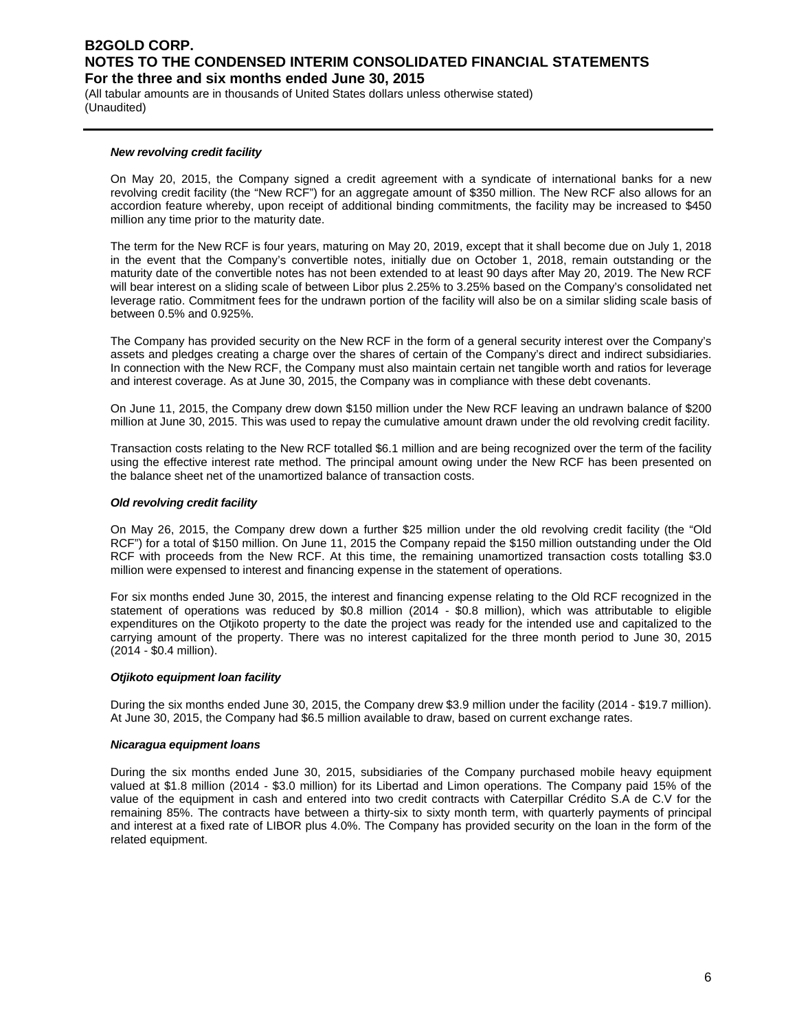***New revolving credit facility***

On May 20, 2015, the Company signed a credit agreement with a syndicate of international banks for a new revolving credit facility (the "New RCF") for an aggregate amount of $350 million. The New RCF also allows for an accordion feature whereby, upon receipt of additional binding commitments, the facility may be increased to $450 million any time prior to the maturity date.

The term for the New RCF is four years, maturing on May 20, 2019, except that it shall become due on July 1, 2018 in the event that the Company's convertible notes, initially due on October 1, 2018, remain outstanding or the maturity date of the convertible notes has not been extended to at least 90 days after May 20, 2019. The New RCF will bear interest on a sliding scale of between Libor plus 2.25% to 3.25% based on the Company's consolidated net leverage ratio. Commitment fees for the undrawn portion of the facility will also be on a similar sliding scale basis of between 0.5% and 0.925%.

The Company has provided security on the New RCF in the form of a general security interest over the Company's assets and pledges creating a charge over the shares of certain of the Company's direct and indirect subsidiaries. In connection with the New RCF, the Company must also maintain certain net tangible worth and ratios for leverage and interest coverage. As at June 30, 2015, the Company was in compliance with these debt covenants.

On June 11, 2015, the Company drew down $150 million under the New RCF leaving an undrawn balance of $200 million at June 30, 2015. This was used to repay the cumulative amount drawn under the old revolving credit facility.

Transaction costs relating to the New RCF totalled $6.1 million and are being recognized over the term of the facility using the effective interest rate method. The principal amount owing under the New RCF has been presented on the balance sheet net of the unamortized balance of transaction costs.

***Old revolving credit facility***

On May 26, 2015, the Company drew down a further $25 million under the old revolving credit facility (the "Old RCF") for a total of $150 million. On June 11, 2015 the Company repaid the $150 million outstanding under the Old RCF with proceeds from the New RCF. At this time, the remaining unamortized transaction costs totalling $3.0 million were expensed to interest and financing expense in the statement of operations.

For six months ended June 30, 2015, the interest and financing expense relating to the Old RCF recognized in the statement of operations was reduced by $0.8 million (2014 - $0.8 million), which was attributable to eligible expenditures on the Otjikoto property to the date the project was ready for the intended use and capitalized to the carrying amount of the property. There was no interest capitalized for the three month period to June 30, 2015 (2014 - $0.4 million).

***Otjikoto equipment loan facility***

During the six months ended June 30, 2015, the Company drew $3.9 million under the facility (2014 - $19.7 million). At June 30, 2015, the Company had $6.5 million available to draw, based on current exchange rates.

***Nicaragua equipment loans***

During the six months ended June 30, 2015, subsidiaries of the Company purchased mobile heavy equipment valued at $1.8 million (2014 - $3.0 million) for its Libertad and Limon operations. The Company paid 15% of the value of the equipment in cash and entered into two credit contracts with Caterpillar Crédito S.A de C.V for the remaining 85%. The contracts have between a thirty-six to sixty month term, with quarterly payments of principal and interest at a fixed rate of LIBOR plus 4.0%. The Company has provided security on the loan in the form of the related equipment.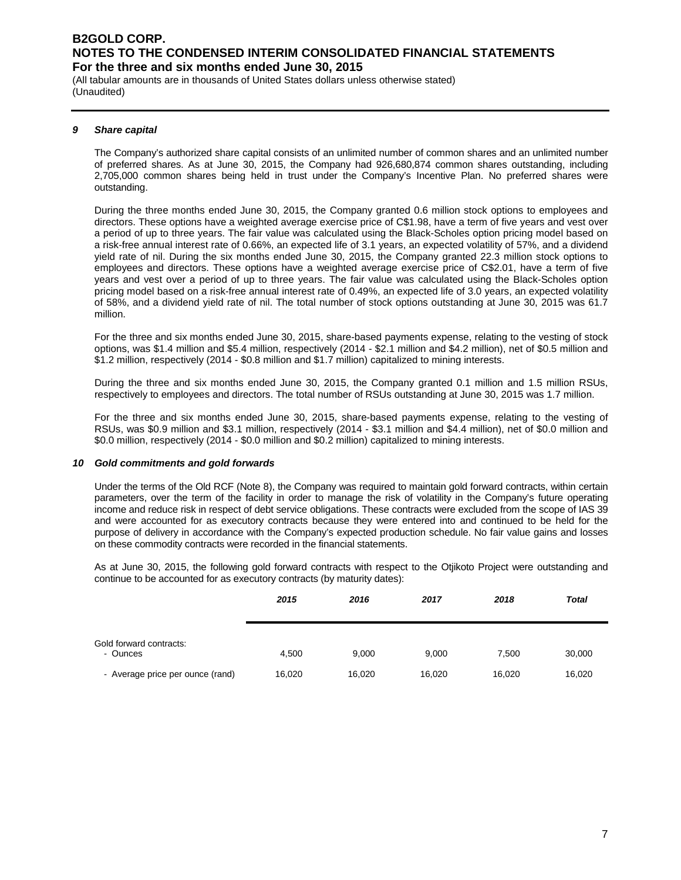### 9 Share capital

The Company's authorized share capital consists of an unlimited number of common shares and an unlimited number of preferred shares. As at June 30, 2015, the Company had 926,680,874 common shares outstanding, including 2,705,000 common shares being held in trust under the Company's Incentive Plan. No preferred shares were outstanding.

During the three months ended June 30, 2015, the Company granted 0.6 million stock options to employees and directors. These options have a weighted average exercise price of C$1.98, have a term of five years and vest over a period of up to three years. The fair value was calculated using the Black-Scholes option pricing model based on a risk-free annual interest rate of 0.66%, an expected life of 3.1 years, an expected volatility of 57%, and a dividend yield rate of nil. During the six months ended June 30, 2015, the Company granted 22.3 million stock options to employees and directors. These options have a weighted average exercise price of C$2.01, have a term of five years and vest over a period of up to three years. The fair value was calculated using the Black-Scholes option pricing model based on a risk-free annual interest rate of 0.49%, an expected life of 3.0 years, an expected volatility of 58%, and a dividend yield rate of nil. The total number of stock options outstanding at June 30, 2015 was 61.7 million.

For the three and six months ended June 30, 2015, share-based payments expense, relating to the vesting of stock options, was $1.4 million and $5.4 million, respectively (2014 - $2.1 million and $4.2 million), net of $0.5 million and $1.2 million, respectively (2014 - $0.8 million and $1.7 million) capitalized to mining interests.

During the three and six months ended June 30, 2015, the Company granted 0.1 million and 1.5 million RSUs, respectively to employees and directors. The total number of RSUs outstanding at June 30, 2015 was 1.7 million.

For the three and six months ended June 30, 2015, share-based payments expense, relating to the vesting of RSUs, was $0.9 million and $3.1 million, respectively (2014 - $3.1 million and $4.4 million), net of $0.0 million and $0.0 million, respectively (2014 - $0.0 million and $0.2 million) capitalized to mining interests.

### 10 Gold commitments and gold forwards

Under the terms of the Old RCF (Note 8), the Company was required to maintain gold forward contracts, within certain parameters, over the term of the facility in order to manage the risk of volatility in the Company's future operating income and reduce risk in respect of debt service obligations. These contracts were excluded from the scope of IAS 39 and were accounted for as executory contracts because they were entered into and continued to be held for the purpose of delivery in accordance with the Company's expected production schedule. No fair value gains and losses on these commodity contracts were recorded in the financial statements.

As at June 30, 2015, the following gold forward contracts with respect to the Otjikoto Project were outstanding and continue to be accounted for as executory contracts (by maturity dates):

| | *2015* | *2016* | *2017* | *2018* | *Total* |
|---|---|---|---|---|---|
| Gold forward contracts: | | | | | |
| - Ounces | 4,500 | 9,000 | 9,000 | 7,500 | 30,000 |
| - Average price per ounce (rand) | 16,020 | 16,020 | 16,020 | 16,020 | 16,020 |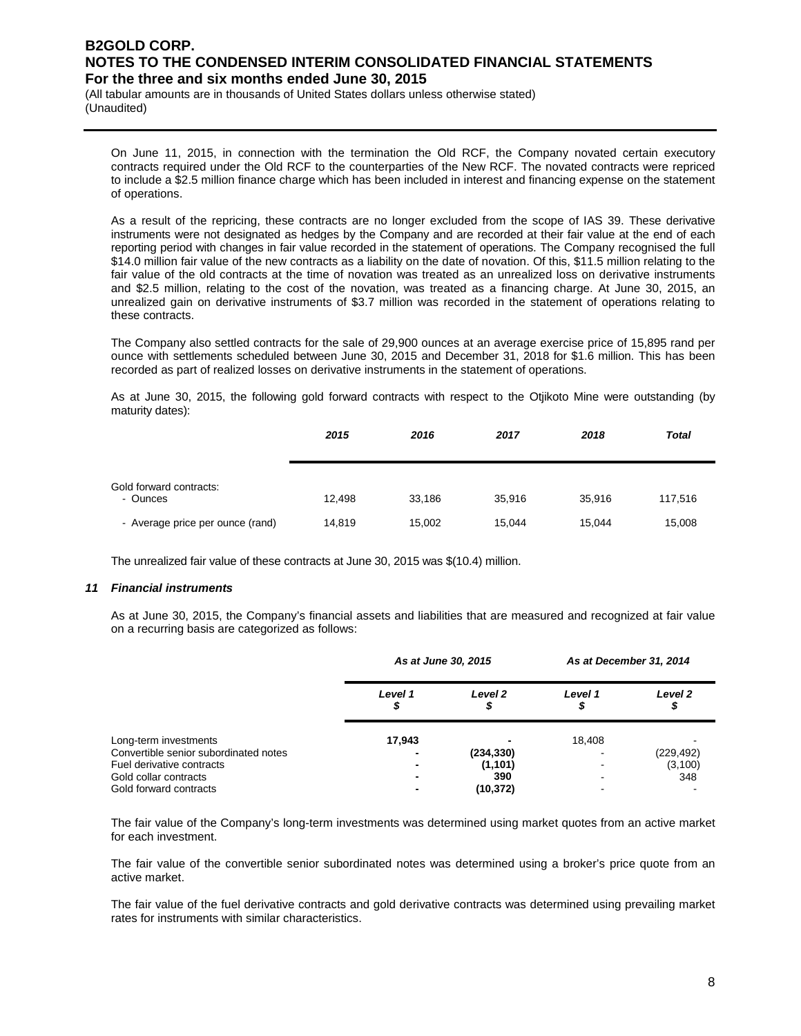On June 11, 2015, in connection with the termination the Old RCF, the Company novated certain executory contracts required under the Old RCF to the counterparties of the New RCF. The novated contracts were repriced to include a $2.5 million finance charge which has been included in interest and financing expense on the statement of operations.

As a result of the repricing, these contracts are no longer excluded from the scope of IAS 39. These derivative instruments were not designated as hedges by the Company and are recorded at their fair value at the end of each reporting period with changes in fair value recorded in the statement of operations. The Company recognised the full $14.0 million fair value of the new contracts as a liability on the date of novation. Of this, $11.5 million relating to the fair value of the old contracts at the time of novation was treated as an unrealized loss on derivative instruments and $2.5 million, relating to the cost of the novation, was treated as a financing charge. At June 30, 2015, an unrealized gain on derivative instruments of $3.7 million was recorded in the statement of operations relating to these contracts.

The Company also settled contracts for the sale of 29,900 ounces at an average exercise price of 15,895 rand per ounce with settlements scheduled between June 30, 2015 and December 31, 2018 for $1.6 million. This has been recorded as part of realized losses on derivative instruments in the statement of operations.

As at June 30, 2015, the following gold forward contracts with respect to the Otjikoto Mine were outstanding (by maturity dates):

| | *2015* | *2016* | *2017* | *2018* | *Total* |
|---|---|---|---|---|---|
| Gold forward contracts: | | | | | |
| - Ounces | 12,498 | 33,186 | 35,916 | 35,916 | 117,516 |
| - Average price per ounce (rand) | 14,819 | 15,002 | 15,044 | 15,044 | 15,008 |

The unrealized fair value of these contracts at June 30, 2015 was $(10.4) million.

### *11 Financial instruments*

As at June 30, 2015, the Company's financial assets and liabilities that are measured and recognized at fair value on a recurring basis are categorized as follows:

| | *As at June 30, 2015* | | *As at December 31, 2014* | |
|---|---|---|---|---|
| | *Level 1* $ | *Level 2* $ | *Level 1* $ | *Level 2* $ |
| Long-term investments | **17,943** | **-** | 18,408 | - |
| Convertible senior subordinated notes | **-** | **(234,330)** | - | (229,492) |
| Fuel derivative contracts | **-** | **(1,101)** | - | (3,100) |
| Gold collar contracts | **-** | **390** | - | 348 |
| Gold forward contracts | **-** | **(10,372)** | - | - |

The fair value of the Company's long-term investments was determined using market quotes from an active market for each investment.

The fair value of the convertible senior subordinated notes was determined using a broker's price quote from an active market.

The fair value of the fuel derivative contracts and gold derivative contracts was determined using prevailing market rates for instruments with similar characteristics.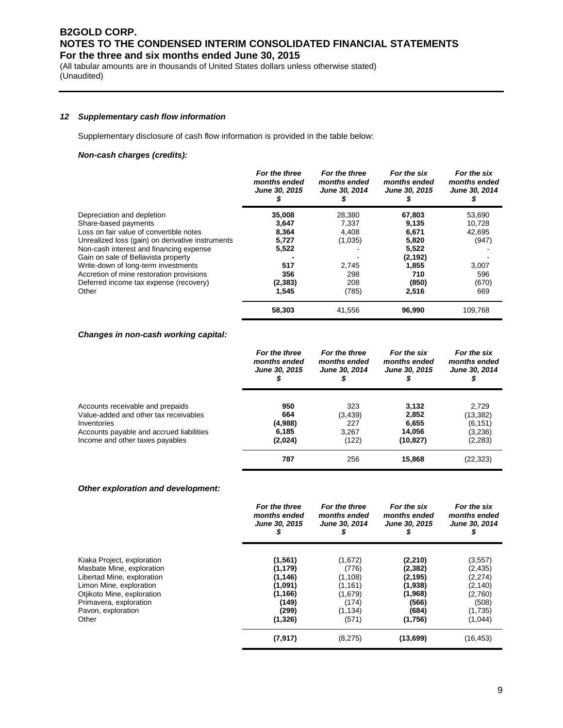# B2GOLD CORP.
# NOTES TO THE CONDENSED INTERIM CONSOLIDATED FINANCIAL STATEMENTS
## For the three and six months ended June 30, 2015

(All tabular amounts are in thousands of United States dollars unless otherwise stated)
(Unaudited)

### *12 Supplementary cash flow information*

Supplementary disclosure of cash flow information is provided in the table below:

***Non-cash charges (credits):***

| | *For the three months ended June 30, 2015 $* | *For the three months ended June 30, 2014 $* | *For the six months ended June 30, 2015 $* | *For the six months ended June 30, 2014 $* |
|---|---|---|---|---|
| Depreciation and depletion | **35,008** | 28,380 | **67,803** | 53,690 |
| Share-based payments | **3,647** | 7,337 | **9,135** | 10,728 |
| Loss on fair value of convertible notes | **8,364** | 4,408 | **6,671** | 42,695 |
| Unrealized loss (gain) on derivative instruments | **5,727** | (1,035) | **5,820** | (947) |
| Non-cash interest and financing expense | **5,522** | - | **5,522** | - |
| Gain on sale of Bellavista property | **-** | - | **(2,192)** | - |
| Write-down of long-term investments | **517** | 2,745 | **1,855** | 3,007 |
| Accretion of mine restoration provisions | **356** | 298 | **710** | 596 |
| Deferred income tax expense (recovery) | **(2,383)** | 208 | **(850)** | (670) |
| Other | **1,545** | (785) | **2,516** | 669 |
| | **58,303** | 41,556 | **96,990** | 109,768 |

***Changes in non-cash working capital:***

| | *For the three months ended June 30, 2015 $* | *For the three months ended June 30, 2014 $* | *For the six months ended June 30, 2015 $* | *For the six months ended June 30, 2014 $* |
|---|---|---|---|---|
| Accounts receivable and prepaids | **950** | 323 | **3,132** | 2,729 |
| Value-added and other tax receivables | **664** | (3,439) | **2,852** | (13,382) |
| Inventories | **(4,988)** | 227 | **6,655** | (6,151) |
| Accounts payable and accrued liabilities | **6,185** | 3,267 | **14,056** | (3,236) |
| Income and other taxes payables | **(2,024)** | (122) | **(10,827)** | (2,283) |
| | **787** | 256 | **15,868** | (22,323) |

***Other exploration and development:***

| | *For the three months ended June 30, 2015 $* | *For the three months ended June 30, 2014 $* | *For the six months ended June 30, 2015 $* | *For the six months ended June 30, 2014 $* |
|---|---|---|---|---|
| Kiaka Project, exploration | **(1,561)** | (1,672) | **(2,210)** | (3,557) |
| Masbate Mine, exploration | **(1,179)** | (776) | **(2,382)** | (2,435) |
| Libertad Mine, exploration | **(1,146)** | (1,108) | **(2,195)** | (2,274) |
| Limon Mine, exploration | **(1,091)** | (1,161) | **(1,938)** | (2,140) |
| Otjikoto Mine, exploration | **(1,166)** | (1,679) | **(1,968)** | (2,760) |
| Primavera, exploration | **(149)** | (174) | **(566)** | (508) |
| Pavon, exploration | **(299)** | (1,134) | **(684)** | (1,735) |
| Other | **(1,326)** | (571) | **(1,756)** | (1,044) |
| | **(7,917)** | (8,275) | **(13,699)** | (16,453) |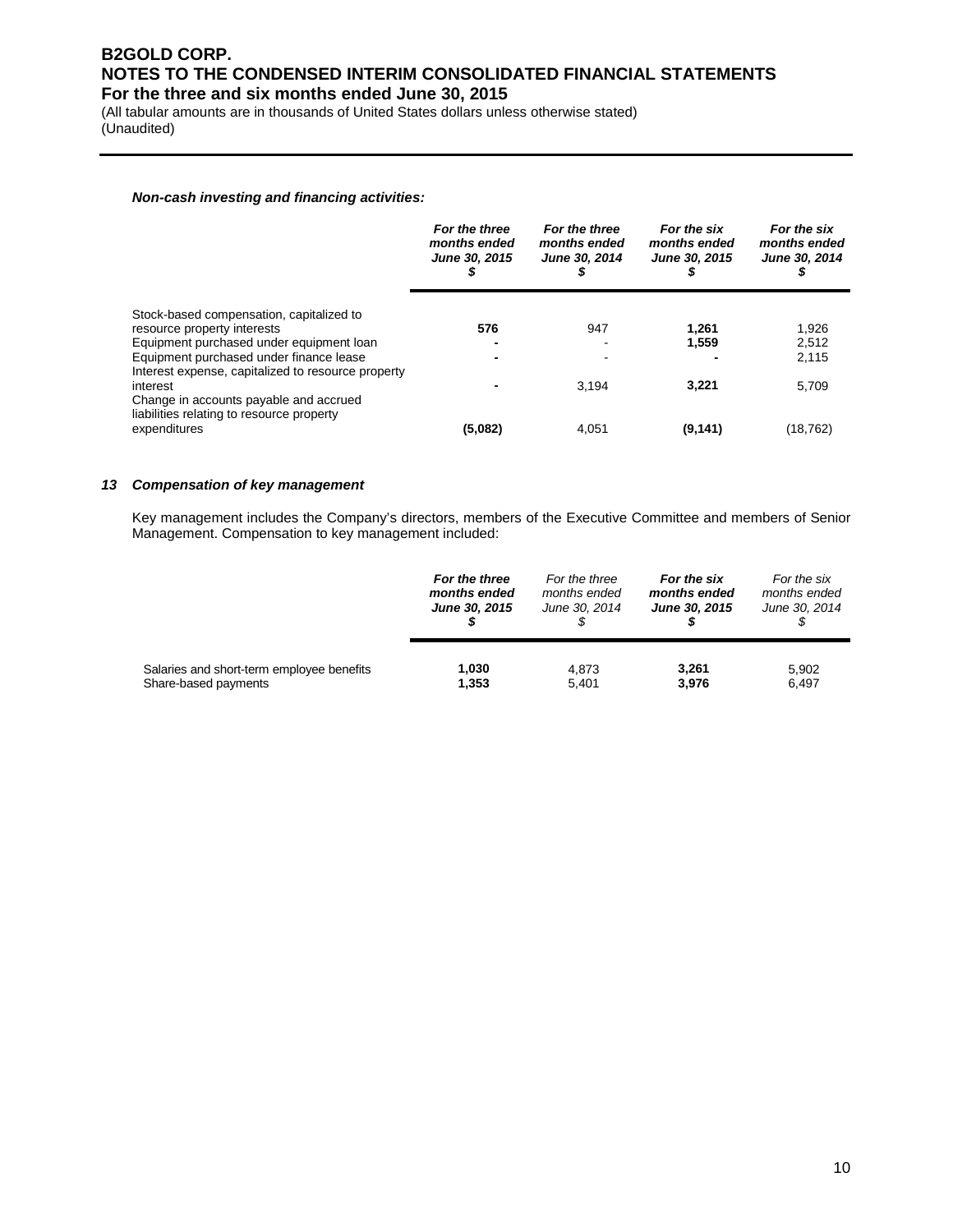***Non-cash investing and financing activities:***

| | ***For the three months ended June 30, 2015 $*** | ***For the three months ended June 30, 2014 $*** | ***For the six months ended June 30, 2015 $*** | ***For the six months ended June 30, 2014 $*** |
|---|---|---|---|---|
| Stock-based compensation, capitalized to resource property interests | **576** | 947 | **1,261** | 1,926 |
| Equipment purchased under equipment loan | **-** | - | **1,559** | 2,512 |
| Equipment purchased under finance lease | **-** | - | **-** | 2,115 |
| Interest expense, capitalized to resource property interest | **-** | 3,194 | **3,221** | 5,709 |
| Change in accounts payable and accrued liabilities relating to resource property expenditures | **(5,082)** | 4,051 | **(9,141)** | (18,762) |

### 13 *Compensation of key management*

Key management includes the Company's directors, members of the Executive Committee and members of Senior Management. Compensation to key management included:

| | ***For the three months ended June 30, 2015 $*** | *For the three months ended June 30, 2014 $* | ***For the six months ended June 30, 2015 $*** | *For the six months ended June 30, 2014 $* |
|---|---|---|---|---|
| Salaries and short-term employee benefits | **1,030** | 4,873 | **3,261** | 5,902 |
| Share-based payments | **1,353** | 5,401 | **3,976** | 6,497 |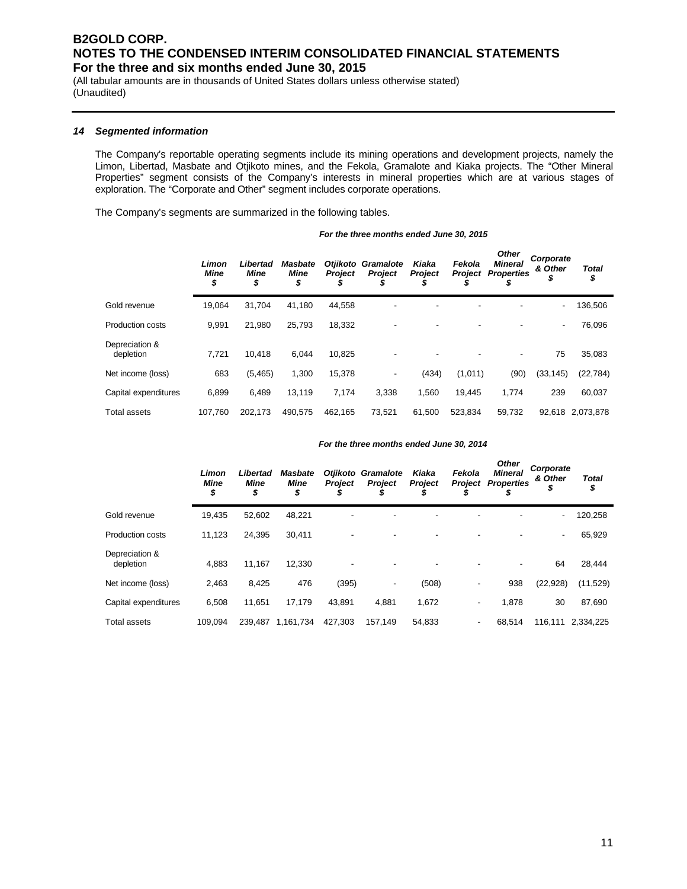# B2GOLD CORP.
# NOTES TO THE CONDENSED INTERIM CONSOLIDATED FINANCIAL STATEMENTS
## For the three and six months ended June 30, 2015

(All tabular amounts are in thousands of United States dollars unless otherwise stated)
(Unaudited)

### *14 Segmented information*

The Company's reportable operating segments include its mining operations and development projects, namely the Limon, Libertad, Masbate and Otjikoto mines, and the Fekola, Gramalote and Kiaka projects. The "Other Mineral Properties" segment consists of the Company's interests in mineral properties which are at various stages of exploration. The "Corporate and Other" segment includes corporate operations.

The Company's segments are summarized in the following tables.

***For the three months ended June 30, 2015***

| | *Limon Mine $* | *Libertad Mine $* | *Masbate Mine $* | *Otjikoto Project $* | *Gramalote Project $* | *Kiaka Project $* | *Fekola Project $* | *Other Mineral Properties $* | *Corporate & Other $* | *Total $* |
|---|---|---|---|---|---|---|---|---|---|---|
| Gold revenue | 19,064 | 31,704 | 41,180 | 44,558 | - | - | - | - | - | 136,506 |
| Production costs | 9,991 | 21,980 | 25,793 | 18,332 | - | - | - | - | - | 76,096 |
| Depreciation & depletion | 7,721 | 10,418 | 6,044 | 10,825 | - | - | - | - | 75 | 35,083 |
| Net income (loss) | 683 | (5,465) | 1,300 | 15,378 | - | (434) | (1,011) | (90) | (33,145) | (22,784) |
| Capital expenditures | 6,899 | 6,489 | 13,119 | 7,174 | 3,338 | 1,560 | 19,445 | 1,774 | 239 | 60,037 |
| Total assets | 107,760 | 202,173 | 490,575 | 462,165 | 73,521 | 61,500 | 523,834 | 59,732 | 92,618 | 2,073,878 |

***For the three months ended June 30, 2014***

| | *Limon Mine $* | *Libertad Mine $* | *Masbate Mine $* | *Otjikoto Project $* | *Gramalote Project $* | *Kiaka Project $* | *Fekola Project $* | *Other Mineral Properties $* | *Corporate & Other $* | *Total $* |
|---|---|---|---|---|---|---|---|---|---|---|
| Gold revenue | 19,435 | 52,602 | 48,221 | - | - | - | - | - | - | 120,258 |
| Production costs | 11,123 | 24,395 | 30,411 | - | - | - | - | - | - | 65,929 |
| Depreciation & depletion | 4,883 | 11,167 | 12,330 | - | - | - | - | - | 64 | 28,444 |
| Net income (loss) | 2,463 | 8,425 | 476 | (395) | - | (508) | - | 938 | (22,928) | (11,529) |
| Capital expenditures | 6,508 | 11,651 | 17,179 | 43,891 | 4,881 | 1,672 | - | 1,878 | 30 | 87,690 |
| Total assets | 109,094 | 239,487 | 1,161,734 | 427,303 | 157,149 | 54,833 | - | 68,514 | 116,111 | 2,334,225 |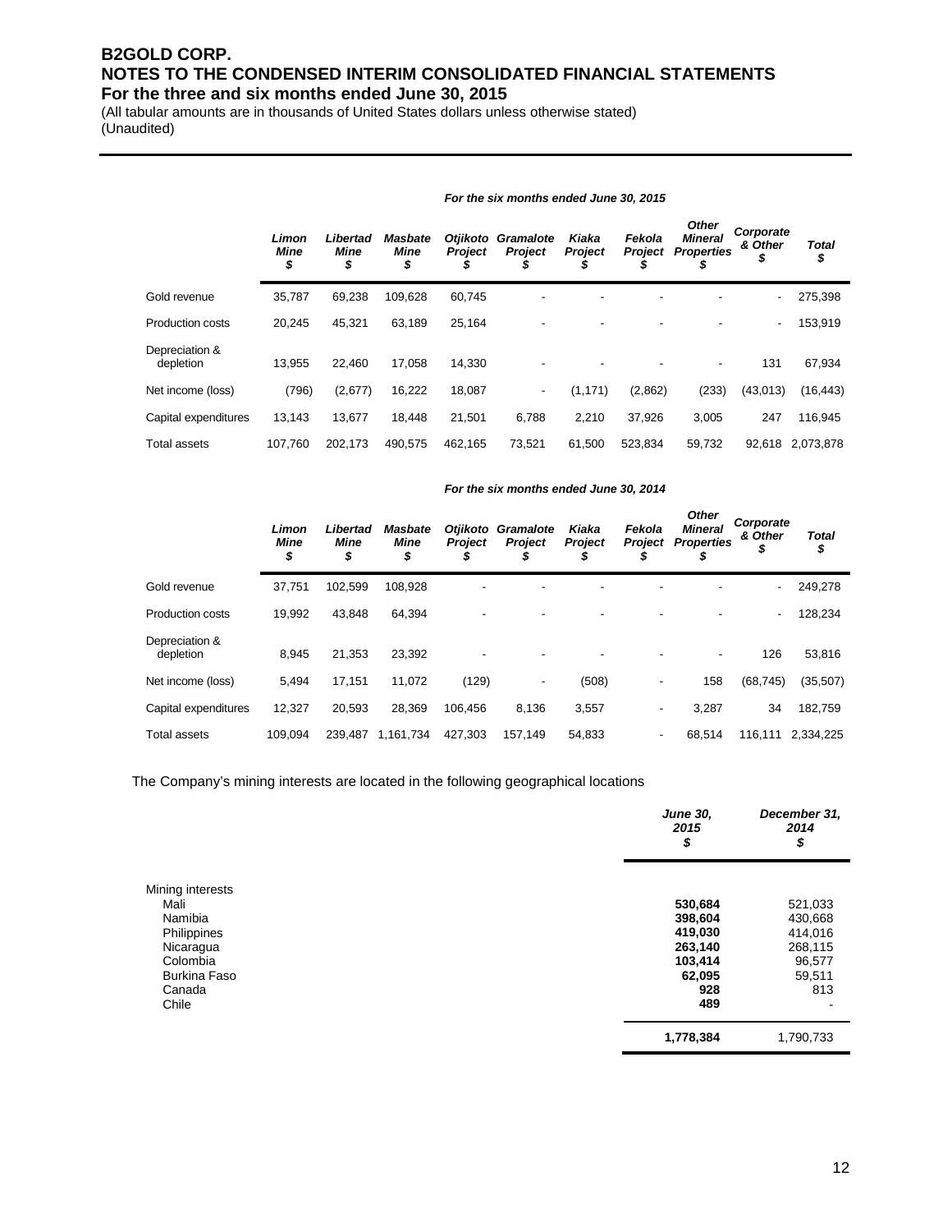# B2GOLD CORP.
# NOTES TO THE CONDENSED INTERIM CONSOLIDATED FINANCIAL STATEMENTS
## For the three and six months ended June 30, 2015

(All tabular amounts are in thousands of United States dollars unless otherwise stated)
(Unaudited)

*For the six months ended June 30, 2015*

| | *Limon Mine $* | *Libertad Mine $* | *Masbate Mine $* | *Otjikoto Project $* | *Gramalote Project $* | *Kiaka Project $* | *Fekola Project $* | *Other Mineral Properties $* | *Corporate & Other $* | *Total $* |
|---|---|---|---|---|---|---|---|---|---|---|
| Gold revenue | 35,787 | 69,238 | 109,628 | 60,745 | - | - | - | - | - | 275,398 |
| Production costs | 20,245 | 45,321 | 63,189 | 25,164 | - | - | - | - | - | 153,919 |
| Depreciation & depletion | 13,955 | 22,460 | 17,058 | 14,330 | - | - | - | - | 131 | 67,934 |
| Net income (loss) | (796) | (2,677) | 16,222 | 18,087 | - | (1,171) | (2,862) | (233) | (43,013) | (16,443) |
| Capital expenditures | 13,143 | 13,677 | 18,448 | 21,501 | 6,788 | 2,210 | 37,926 | 3,005 | 247 | 116,945 |
| Total assets | 107,760 | 202,173 | 490,575 | 462,165 | 73,521 | 61,500 | 523,834 | 59,732 | 92,618 | 2,073,878 |

*For the six months ended June 30, 2014*

| | *Limon Mine $* | *Libertad Mine $* | *Masbate Mine $* | *Otjikoto Project $* | *Gramalote Project $* | *Kiaka Project $* | *Fekola Project $* | *Other Mineral Properties $* | *Corporate & Other $* | *Total $* |
|---|---|---|---|---|---|---|---|---|---|---|
| Gold revenue | 37,751 | 102,599 | 108,928 | - | - | - | - | - | - | 249,278 |
| Production costs | 19,992 | 43,848 | 64,394 | - | - | - | - | - | - | 128,234 |
| Depreciation & depletion | 8,945 | 21,353 | 23,392 | - | - | - | - | - | 126 | 53,816 |
| Net income (loss) | 5,494 | 17,151 | 11,072 | (129) | - | (508) | - | 158 | (68,745) | (35,507) |
| Capital expenditures | 12,327 | 20,593 | 28,369 | 106,456 | 8,136 | 3,557 | - | 3,287 | 34 | 182,759 |
| Total assets | 109,094 | 239,487 | 1,161,734 | 427,303 | 157,149 | 54,833 | - | 68,514 | 116,111 | 2,334,225 |

The Company's mining interests are located in the following geographical locations

| | *June 30, 2015 $* | *December 31, 2014 $* |
|---|---|---|
| Mining interests | | |
| Mali | **530,684** | 521,033 |
| Namibia | **398,604** | 430,668 |
| Philippines | **419,030** | 414,016 |
| Nicaragua | **263,140** | 268,115 |
| Colombia | **103,414** | 96,577 |
| Burkina Faso | **62,095** | 59,511 |
| Canada | **928** | 813 |
| Chile | **489** | - |
| | **1,778,384** | 1,790,733 |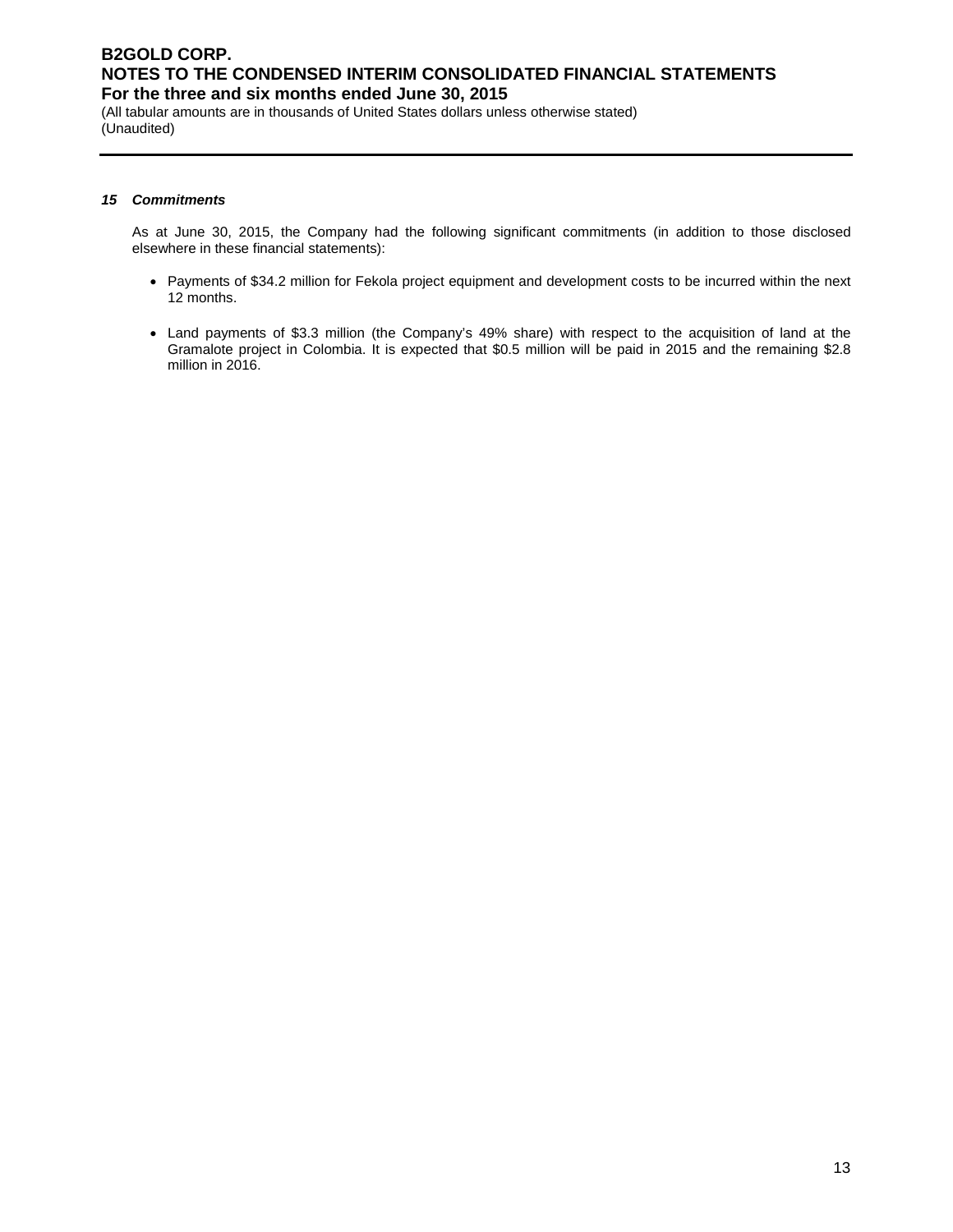***15 Commitments***

As at June 30, 2015, the Company had the following significant commitments (in addition to those disclosed elsewhere in these financial statements):

- Payments of $34.2 million for Fekola project equipment and development costs to be incurred within the next 12 months.
- Land payments of $3.3 million (the Company's 49% share) with respect to the acquisition of land at the Gramalote project in Colombia. It is expected that $0.5 million will be paid in 2015 and the remaining $2.8 million in 2016.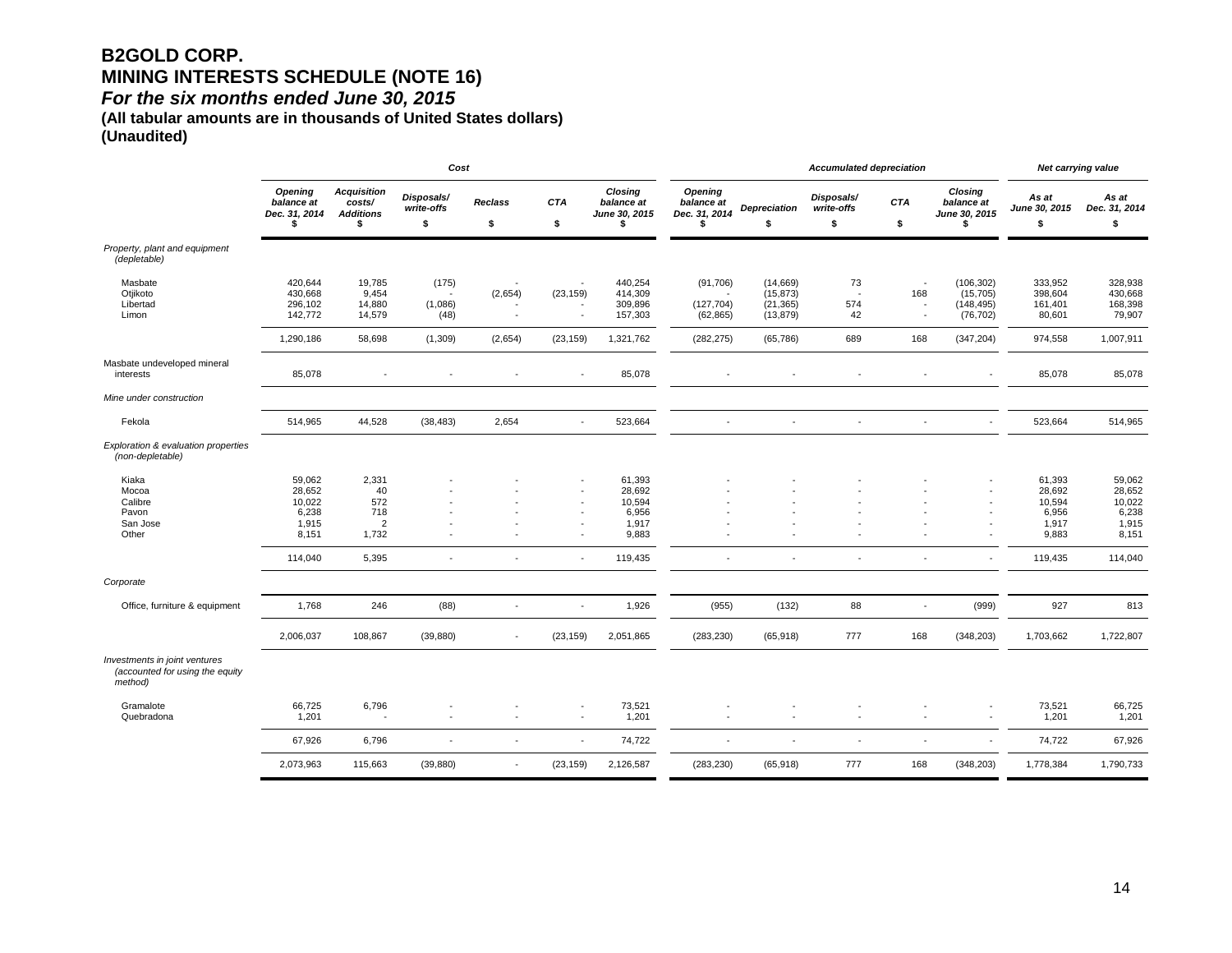# B2GOLD CORP.
## MINING INTERESTS SCHEDULE (NOTE 16)
### *For the six months ended June 30, 2015*
**(All tabular amounts are in thousands of United States dollars)**
**(Unaudited)**

| | *Cost* | | | | | | *Accumulated depreciation* | | | | | *Net carrying value* | |
|---|---|---|---|---|---|---|---|---|---|---|---|---|---|
| | *Opening balance at Dec. 31, 2014* $ | *Acquisition costs/ Additions* $ | *Disposals/ write-offs* $ | *Reclass* $ | *CTA* $ | *Closing balance at June 30, 2015* $ | *Opening balance at Dec. 31, 2014* $ | *Depreciation* $ | *Disposals/ write-offs* $ | *CTA* $ | *Closing balance at June 30, 2015* $ | *As at June 30, 2015* $ | *As at Dec. 31, 2014* $ |
| *Property, plant and equipment (depletable)* | | | | | | | | | | | | | |
| Masbate | 420,644 | 19,785 | (175) | - | - | 440,254 | (91,706) | (14,669) | 73 | - | (106,302) | 333,952 | 328,938 |
| Otjikoto | 430,668 | 9,454 | - | (2,654) | (23,159) | 414,309 | - | (15,873) | - | 168 | (15,705) | 398,604 | 430,668 |
| Libertad | 296,102 | 14,880 | (1,086) | - | - | 309,896 | (127,704) | (21,365) | 574 | - | (148,495) | 161,401 | 168,398 |
| Limon | 142,772 | 14,579 | (48) | - | - | 157,303 | (62,865) | (13,879) | 42 | - | (76,702) | 80,601 | 79,907 |
| | 1,290,186 | 58,698 | (1,309) | (2,654) | (23,159) | 1,321,762 | (282,275) | (65,786) | 689 | 168 | (347,204) | 974,558 | 1,007,911 |
| Masbate undeveloped mineral interests | 85,078 | - | - | - | - | 85,078 | - | - | - | - | - | 85,078 | 85,078 |
| *Mine under construction* | | | | | | | | | | | | | |
| Fekola | 514,965 | 44,528 | (38,483) | 2,654 | - | 523,664 | - | - | - | - | - | 523,664 | 514,965 |
| *Exploration & evaluation properties (non-depletable)* | | | | | | | | | | | | | |
| Kiaka | 59,062 | 2,331 | - | - | - | 61,393 | - | - | - | - | - | 61,393 | 59,062 |
| Mocoa | 28,652 | 40 | - | - | - | 28,692 | - | - | - | - | - | 28,692 | 28,652 |
| Calibre | 10,022 | 572 | - | - | - | 10,594 | - | - | - | - | - | 10,594 | 10,022 |
| Pavon | 6,238 | 718 | - | - | - | 6,956 | - | - | - | - | - | 6,956 | 6,238 |
| San Jose | 1,915 | 2 | - | - | - | 1,917 | - | - | - | - | - | 1,917 | 1,915 |
| Other | 8,151 | 1,732 | - | - | - | 9,883 | - | - | - | - | - | 9,883 | 8,151 |
| | 114,040 | 5,395 | - | - | - | 119,435 | - | - | - | - | - | 119,435 | 114,040 |
| *Corporate* | | | | | | | | | | | | | |
| Office, furniture & equipment | 1,768 | 246 | (88) | - | - | 1,926 | (955) | (132) | 88 | - | (999) | 927 | 813 |
| | 2,006,037 | 108,867 | (39,880) | - | (23,159) | 2,051,865 | (283,230) | (65,918) | 777 | 168 | (348,203) | 1,703,662 | 1,722,807 |
| *Investments in joint ventures (accounted for using the equity method)* | | | | | | | | | | | | | |
| Gramalote | 66,725 | 6,796 | - | - | - | 73,521 | - | - | - | - | - | 73,521 | 66,725 |
| Quebradona | 1,201 | - | - | - | - | 1,201 | - | - | - | - | - | 1,201 | 1,201 |
| | 67,926 | 6,796 | - | - | - | 74,722 | - | - | - | - | - | 74,722 | 67,926 |
| | 2,073,963 | 115,663 | (39,880) | - | (23,159) | 2,126,587 | (283,230) | (65,918) | 777 | 168 | (348,203) | 1,778,384 | 1,790,733 |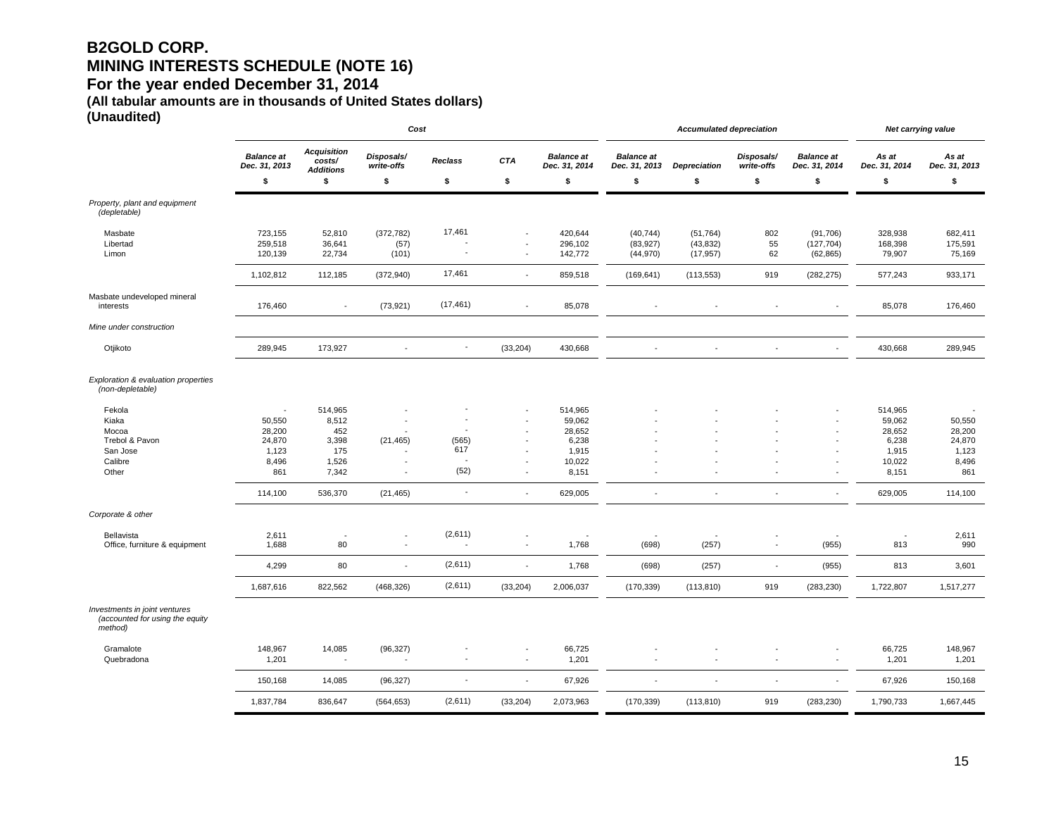# B2GOLD CORP.
# MINING INTERESTS SCHEDULE (NOTE 16)
# For the year ended December 31, 2014
### (All tabular amounts are in thousands of United States dollars)
### (Unaudited)

| | *Cost* | | | | | | *Accumulated depreciation* | | | | *Net carrying value* | |
|---|---|---|---|---|---|---|---|---|---|---|---|---|
| | ***Balance at Dec. 31, 2013*** | ***Acquisition costs/ Additions*** | ***Disposals/ write-offs*** | ***Reclass*** | ***CTA*** | ***Balance at Dec. 31, 2014*** | ***Balance at Dec. 31, 2013*** | ***Depreciation*** | ***Disposals/ write-offs*** | ***Balance at Dec. 31, 2014*** | ***As at Dec. 31, 2014*** | ***As at Dec. 31, 2013*** |
| | **$** | **$** | **$** | **$** | **$** | **$** | **$** | **$** | **$** | **$** | **$** | **$** |
| *Property, plant and equipment (depletable)* | | | | | | | | | | | | |
| Masbate | 723,155 | 52,810 | (372,782) | 17,461 | - | 420,644 | (40,744) | (51,764) | 802 | (91,706) | 328,938 | 682,411 |
| Libertad | 259,518 | 36,641 | (57) | - | - | 296,102 | (83,927) | (43,832) | 55 | (127,704) | 168,398 | 175,591 |
| Limon | 120,139 | 22,734 | (101) | - | - | 142,772 | (44,970) | (17,957) | 62 | (62,865) | 79,907 | 75,169 |
| | 1,102,812 | 112,185 | (372,940) | 17,461 | - | 859,518 | (169,641) | (113,553) | 919 | (282,275) | 577,243 | 933,171 |
| Masbate undeveloped mineral interests | 176,460 | - | (73,921) | (17,461) | - | 85,078 | - | - | - | - | 85,078 | 176,460 |
| *Mine under construction* | | | | | | | | | | | | |
| Otjikoto | 289,945 | 173,927 | - | - | (33,204) | 430,668 | - | - | - | - | 430,668 | 289,945 |
| *Exploration & evaluation properties (non-depletable)* | | | | | | | | | | | | |
| Fekola | - | 514,965 | - | - | - | 514,965 | - | - | - | - | 514,965 | - |
| Kiaka | 50,550 | 8,512 | - | - | - | 59,062 | - | - | - | - | 59,062 | 50,550 |
| Mocoa | 28,200 | 452 | - | - | - | 28,652 | - | - | - | - | 28,652 | 28,200 |
| Trebol & Pavon | 24,870 | 3,398 | (21,465) | (565) | - | 6,238 | - | - | - | - | 6,238 | 24,870 |
| San Jose | 1,123 | 175 | - | 617 | - | 1,915 | - | - | - | - | 1,915 | 1,123 |
| Calibre | 8,496 | 1,526 | - | - | - | 10,022 | - | - | - | - | 10,022 | 8,496 |
| Other | 861 | 7,342 | - | (52) | - | 8,151 | - | - | - | - | 8,151 | 861 |
| | 114,100 | 536,370 | (21,465) | - | - | 629,005 | - | - | - | - | 629,005 | 114,100 |
| *Corporate & other* | | | | | | | | | | | | |
| Bellavista | 2,611 | - | - | (2,611) | - | - | - | - | - | - | - | 2,611 |
| Office, furniture & equipment | 1,688 | 80 | - | - | - | 1,768 | (698) | (257) | - | (955) | 813 | 990 |
| | 4,299 | 80 | - | (2,611) | - | 1,768 | (698) | (257) | - | (955) | 813 | 3,601 |
| | 1,687,616 | 822,562 | (468,326) | (2,611) | (33,204) | 2,006,037 | (170,339) | (113,810) | 919 | (283,230) | 1,722,807 | 1,517,277 |
| *Investments in joint ventures (accounted for using the equity method)* | | | | | | | | | | | | |
| Gramalote | 148,967 | 14,085 | (96,327) | - | - | 66,725 | - | - | - | - | 66,725 | 148,967 |
| Quebradona | 1,201 | - | - | - | - | 1,201 | - | - | - | - | 1,201 | 1,201 |
| | 150,168 | 14,085 | (96,327) | - | - | 67,926 | - | - | - | - | 67,926 | 150,168 |
| | 1,837,784 | 836,647 | (564,653) | (2,611) | (33,204) | 2,073,963 | (170,339) | (113,810) | 919 | (283,230) | 1,790,733 | 1,667,445 |